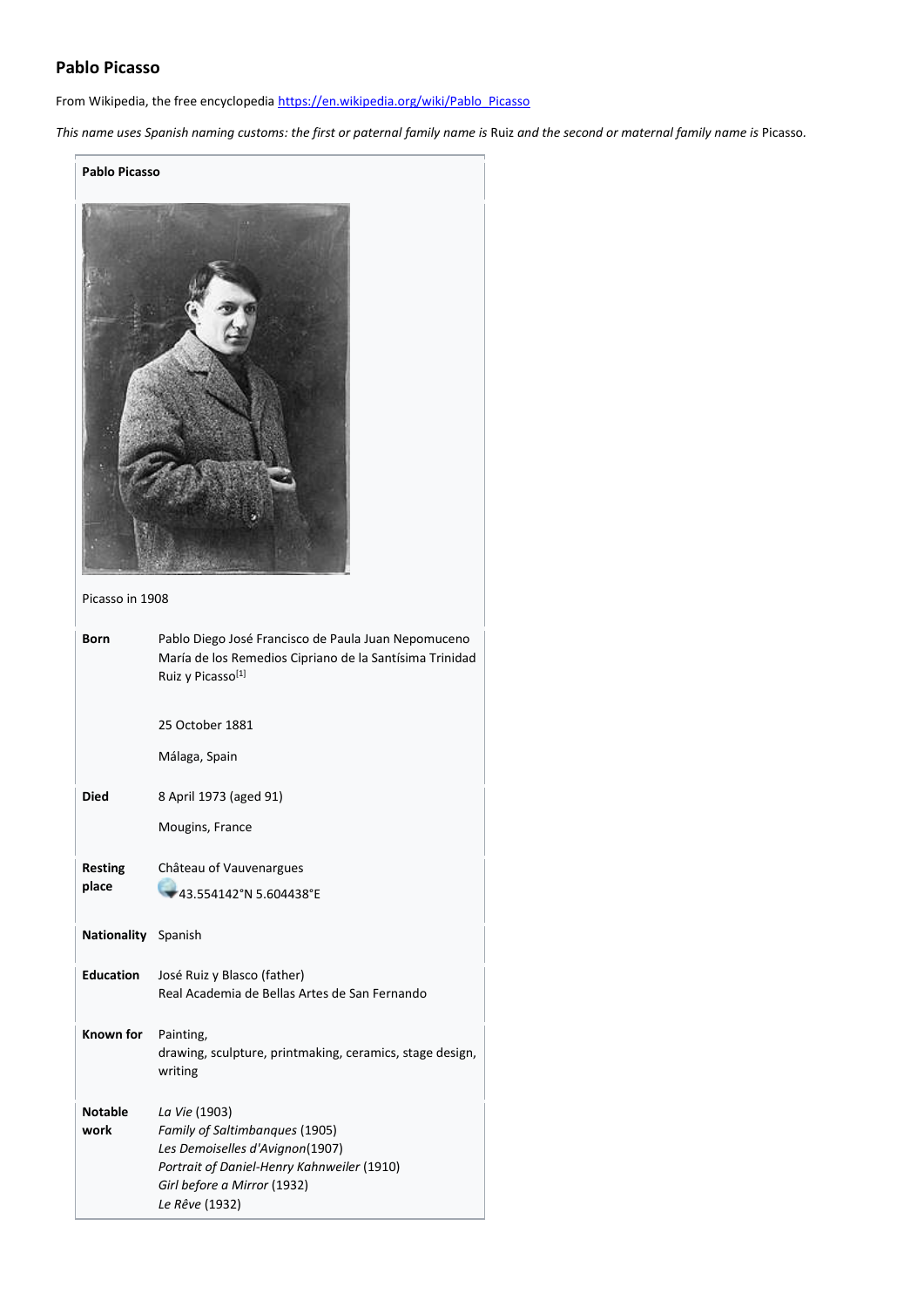# Pablo Picasso

From Wikipedia, the free encyclopedia https://en.wikipedia.org/wiki/Pablo_Picasso

*This name uses Spanish naming customs: the first or paternal family name is* Ruiz *and the second or maternal family name is* Picasso.

| **Pablo Picasso** | |
|---|---|
| Picasso in 1908 | |
| **Born** | Pablo Diego José Francisco de Paula Juan Nepomuceno María de los Remedios Cipriano de la Santísima Trinidad Ruiz y Picasso[1]<br><br>25 October 1881<br><br>Málaga, Spain |
| **Died** | 8 April 1973 (aged 91)<br><br>Mougins, France |
| **Resting place** | Château of Vauvenargues<br>43.554142°N 5.604438°E |
| **Nationality** | Spanish |
| **Education** | José Ruiz y Blasco (father)<br>Real Academia de Bellas Artes de San Fernando |
| **Known for** | Painting,<br>drawing, sculpture, printmaking, ceramics, stage design, writing |
| **Notable work** | *La Vie* (1903)<br>*Family of Saltimbanques* (1905)<br>*Les Demoiselles d'Avignon*(1907)<br>*Portrait of Daniel-Henry Kahnweiler* (1910)<br>*Girl before a Mirror* (1932)<br>*Le Rêve* (1932) |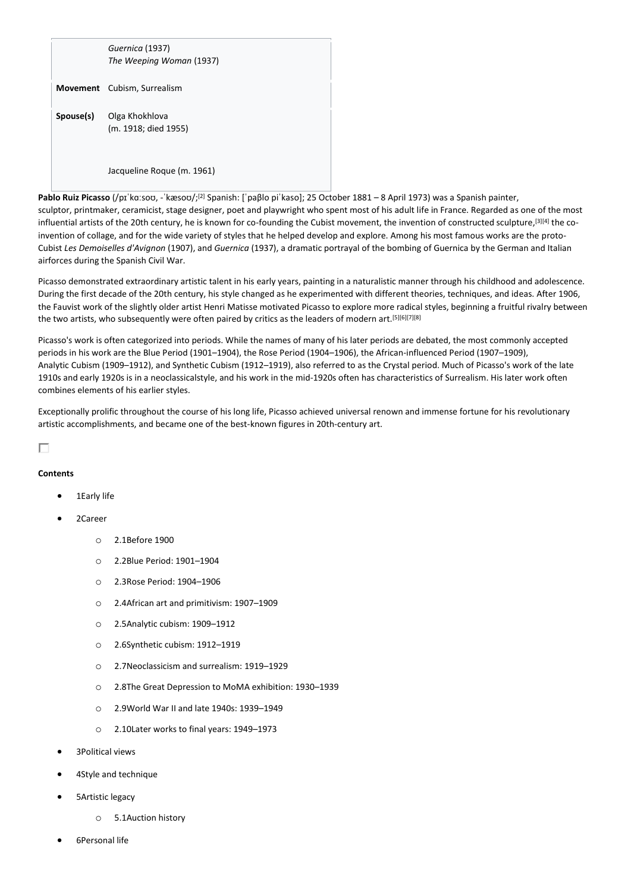| | |
|---|---|
| | *Guernica* (1937)<br>*The Weeping Woman* (1937) |
| **Movement** | Cubism, Surrealism |
| **Spouse(s)** | Olga Khokhlova<br>(m. 1918; died 1955)<br><br>Jacqueline Roque (m. 1961) |

**Pablo Ruiz Picasso** (/pɪˈkɑːsoʊ, -ˈkæsoʊ/;[2] Spanish: [ˈpaβlo piˈkaso]; 25 October 1881 – 8 April 1973) was a Spanish painter, sculptor, printmaker, ceramicist, stage designer, poet and playwright who spent most of his adult life in France. Regarded as one of the most influential artists of the 20th century, he is known for co-founding the Cubist movement, the invention of constructed sculpture,[3][4] the co-invention of collage, and for the wide variety of styles that he helped develop and explore. Among his most famous works are the proto-Cubist *Les Demoiselles d'Avignon* (1907), and *Guernica* (1937), a dramatic portrayal of the bombing of Guernica by the German and Italian airforces during the Spanish Civil War.

Picasso demonstrated extraordinary artistic talent in his early years, painting in a naturalistic manner through his childhood and adolescence. During the first decade of the 20th century, his style changed as he experimented with different theories, techniques, and ideas. After 1906, the Fauvist work of the slightly older artist Henri Matisse motivated Picasso to explore more radical styles, beginning a fruitful rivalry between the two artists, who subsequently were often paired by critics as the leaders of modern art.[5][6][7][8]

Picasso's work is often categorized into periods. While the names of many of his later periods are debated, the most commonly accepted periods in his work are the Blue Period (1901–1904), the Rose Period (1904–1906), the African-influenced Period (1907–1909), Analytic Cubism (1909–1912), and Synthetic Cubism (1912–1919), also referred to as the Crystal period. Much of Picasso's work of the late 1910s and early 1920s is in a neoclassicalstyle, and his work in the mid-1920s often has characteristics of Surrealism. His later work often combines elements of his earlier styles.

Exceptionally prolific throughout the course of his long life, Picasso achieved universal renown and immense fortune for his revolutionary artistic accomplishments, and became one of the best-known figures in 20th-century art.

**Contents**

- 1Early life
- 2Career
  - 2.1Before 1900
  - 2.2Blue Period: 1901–1904
  - 2.3Rose Period: 1904–1906
  - 2.4African art and primitivism: 1907–1909
  - 2.5Analytic cubism: 1909–1912
  - 2.6Synthetic cubism: 1912–1919
  - 2.7Neoclassicism and surrealism: 1919–1929
  - 2.8The Great Depression to MoMA exhibition: 1930–1939
  - 2.9World War II and late 1940s: 1939–1949
  - 2.10Later works to final years: 1949–1973
- 3Political views
- 4Style and technique
- 5Artistic legacy
  - 5.1Auction history
- 6Personal life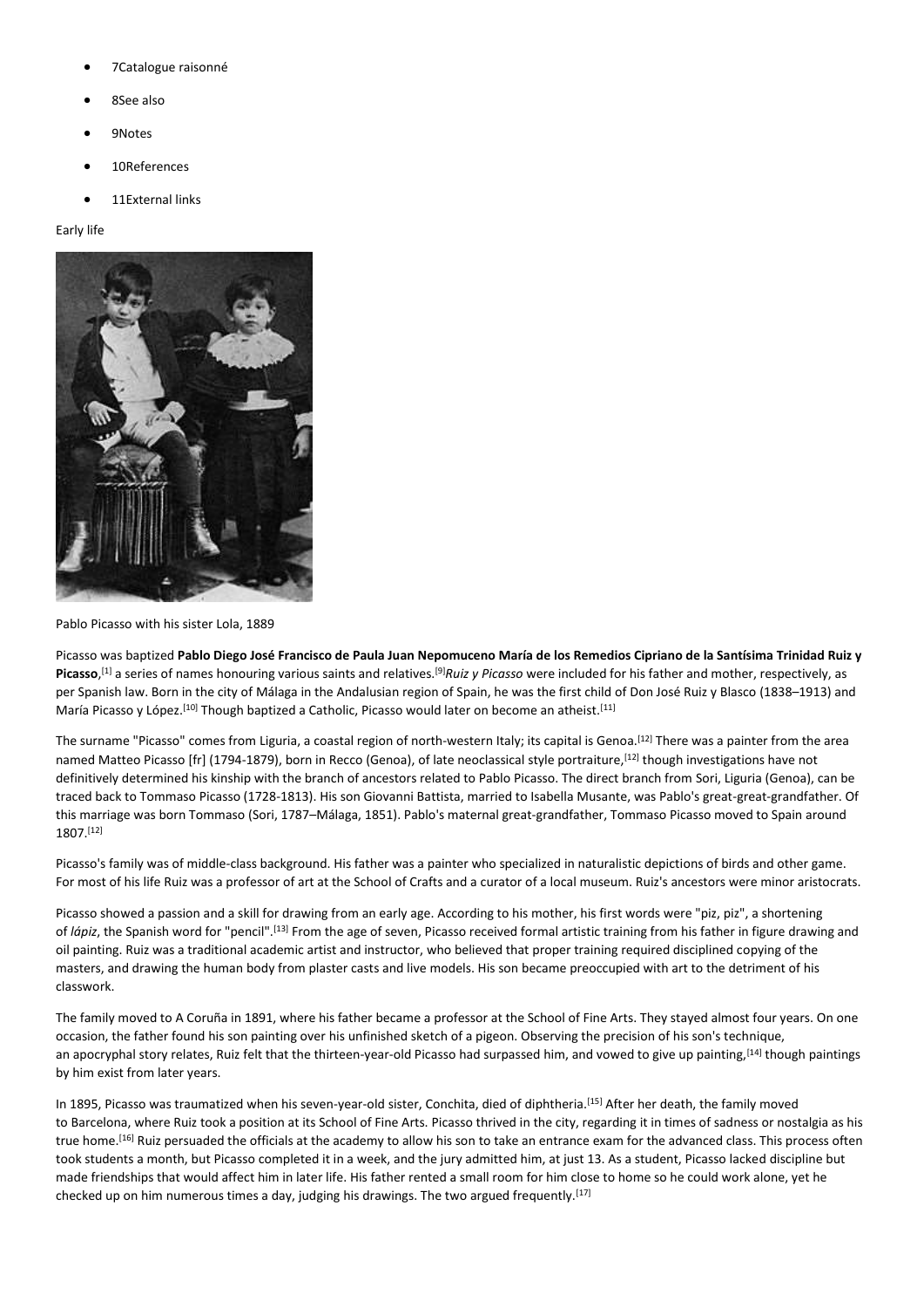- 7Catalogue raisonné
- 8See also
- 9Notes
- 10References
- 11External links

Early life

Pablo Picasso with his sister Lola, 1889

Picasso was baptized **Pablo Diego José Francisco de Paula Juan Nepomuceno María de los Remedios Cipriano de la Santísima Trinidad Ruiz y Picasso**,[1] a series of names honouring various saints and relatives.[9] *Ruiz y Picasso* were included for his father and mother, respectively, as per Spanish law. Born in the city of Málaga in the Andalusian region of Spain, he was the first child of Don José Ruiz y Blasco (1838–1913) and María Picasso y López.[10] Though baptized a Catholic, Picasso would later on become an atheist.[11]

The surname "Picasso" comes from Liguria, a coastal region of north-western Italy; its capital is Genoa.[12] There was a painter from the area named Matteo Picasso [fr] (1794-1879), born in Recco (Genoa), of late neoclassical style portraiture,[12] though investigations have not definitively determined his kinship with the branch of ancestors related to Pablo Picasso. The direct branch from Sori, Liguria (Genoa), can be traced back to Tommaso Picasso (1728-1813). His son Giovanni Battista, married to Isabella Musante, was Pablo's great-great-grandfather. Of this marriage was born Tommaso (Sori, 1787–Málaga, 1851). Pablo's maternal great-grandfather, Tommaso Picasso moved to Spain around 1807.[12]

Picasso's family was of middle-class background. His father was a painter who specialized in naturalistic depictions of birds and other game. For most of his life Ruiz was a professor of art at the School of Crafts and a curator of a local museum. Ruiz's ancestors were minor aristocrats.

Picasso showed a passion and a skill for drawing from an early age. According to his mother, his first words were "piz, piz", a shortening of *lápiz*, the Spanish word for "pencil".[13] From the age of seven, Picasso received formal artistic training from his father in figure drawing and oil painting. Ruiz was a traditional academic artist and instructor, who believed that proper training required disciplined copying of the masters, and drawing the human body from plaster casts and live models. His son became preoccupied with art to the detriment of his classwork.

The family moved to A Coruña in 1891, where his father became a professor at the School of Fine Arts. They stayed almost four years. On one occasion, the father found his son painting over his unfinished sketch of a pigeon. Observing the precision of his son's technique, an apocryphal story relates, Ruiz felt that the thirteen-year-old Picasso had surpassed him, and vowed to give up painting,[14] though paintings by him exist from later years.

In 1895, Picasso was traumatized when his seven-year-old sister, Conchita, died of diphtheria.[15] After her death, the family moved to Barcelona, where Ruiz took a position at its School of Fine Arts. Picasso thrived in the city, regarding it in times of sadness or nostalgia as his true home.[16] Ruiz persuaded the officials at the academy to allow his son to take an entrance exam for the advanced class. This process often took students a month, but Picasso completed it in a week, and the jury admitted him, at just 13. As a student, Picasso lacked discipline but made friendships that would affect him in later life. His father rented a small room for him close to home so he could work alone, yet he checked up on him numerous times a day, judging his drawings. The two argued frequently.[17]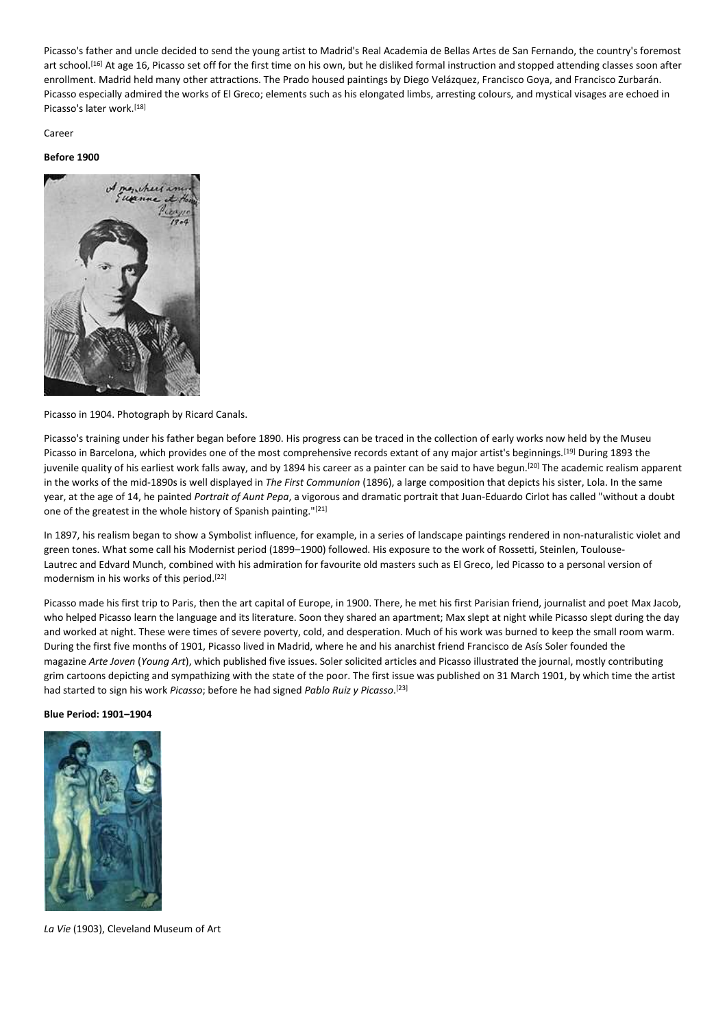Picasso's father and uncle decided to send the young artist to Madrid's Real Academia de Bellas Artes de San Fernando, the country's foremost art school.[16] At age 16, Picasso set off for the first time on his own, but he disliked formal instruction and stopped attending classes soon after enrollment. Madrid held many other attractions. The Prado housed paintings by Diego Velázquez, Francisco Goya, and Francisco Zurbarán. Picasso especially admired the works of El Greco; elements such as his elongated limbs, arresting colours, and mystical visages are echoed in Picasso's later work.[18]

Career

**Before 1900**

Picasso in 1904. Photograph by Ricard Canals.

Picasso's training under his father began before 1890. His progress can be traced in the collection of early works now held by the Museu Picasso in Barcelona, which provides one of the most comprehensive records extant of any major artist's beginnings.[19] During 1893 the juvenile quality of his earliest work falls away, and by 1894 his career as a painter can be said to have begun.[20] The academic realism apparent in the works of the mid-1890s is well displayed in *The First Communion* (1896), a large composition that depicts his sister, Lola. In the same year, at the age of 14, he painted *Portrait of Aunt Pepa*, a vigorous and dramatic portrait that Juan-Eduardo Cirlot has called "without a doubt one of the greatest in the whole history of Spanish painting."[21]

In 1897, his realism began to show a Symbolist influence, for example, in a series of landscape paintings rendered in non-naturalistic violet and green tones. What some call his Modernist period (1899–1900) followed. His exposure to the work of Rossetti, Steinlen, Toulouse-Lautrec and Edvard Munch, combined with his admiration for favourite old masters such as El Greco, led Picasso to a personal version of modernism in his works of this period.[22]

Picasso made his first trip to Paris, then the art capital of Europe, in 1900. There, he met his first Parisian friend, journalist and poet Max Jacob, who helped Picasso learn the language and its literature. Soon they shared an apartment; Max slept at night while Picasso slept during the day and worked at night. These were times of severe poverty, cold, and desperation. Much of his work was burned to keep the small room warm. During the first five months of 1901, Picasso lived in Madrid, where he and his anarchist friend Francisco de Asís Soler founded the magazine *Arte Joven* (*Young Art*), which published five issues. Soler solicited articles and Picasso illustrated the journal, mostly contributing grim cartoons depicting and sympathizing with the state of the poor. The first issue was published on 31 March 1901, by which time the artist had started to sign his work *Picasso*; before he had signed *Pablo Ruiz y Picasso*.[23]

**Blue Period: 1901–1904**

*La Vie* (1903), Cleveland Museum of Art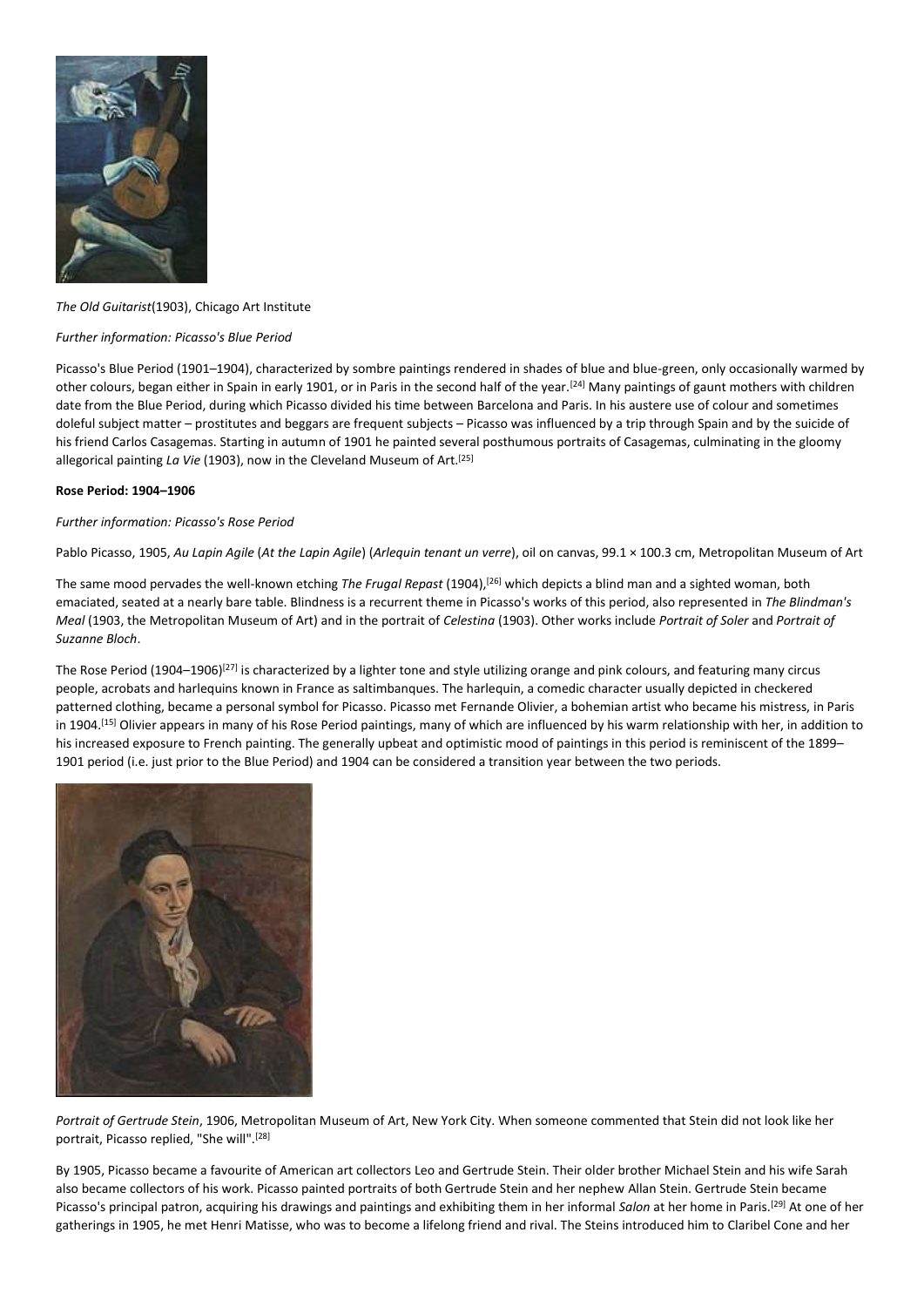*The Old Guitarist*(1903), Chicago Art Institute

*Further information: Picasso's Blue Period*

Picasso's Blue Period (1901–1904), characterized by sombre paintings rendered in shades of blue and blue-green, only occasionally warmed by other colours, began either in Spain in early 1901, or in Paris in the second half of the year.[24] Many paintings of gaunt mothers with children date from the Blue Period, during which Picasso divided his time between Barcelona and Paris. In his austere use of colour and sometimes doleful subject matter – prostitutes and beggars are frequent subjects – Picasso was influenced by a trip through Spain and by the suicide of his friend Carlos Casagemas. Starting in autumn of 1901 he painted several posthumous portraits of Casagemas, culminating in the gloomy allegorical painting *La Vie* (1903), now in the Cleveland Museum of Art.[25]

**Rose Period: 1904–1906**

*Further information: Picasso's Rose Period*

Pablo Picasso, 1905, *Au Lapin Agile* (*At the Lapin Agile*) (*Arlequin tenant un verre*), oil on canvas, 99.1 × 100.3 cm, Metropolitan Museum of Art

The same mood pervades the well-known etching *The Frugal Repast* (1904),[26] which depicts a blind man and a sighted woman, both emaciated, seated at a nearly bare table. Blindness is a recurrent theme in Picasso's works of this period, also represented in *The Blindman's Meal* (1903, the Metropolitan Museum of Art) and in the portrait of *Celestina* (1903). Other works include *Portrait of Soler* and *Portrait of Suzanne Bloch*.

The Rose Period (1904–1906)[27] is characterized by a lighter tone and style utilizing orange and pink colours, and featuring many circus people, acrobats and harlequins known in France as saltimbanques. The harlequin, a comedic character usually depicted in checkered patterned clothing, became a personal symbol for Picasso. Picasso met Fernande Olivier, a bohemian artist who became his mistress, in Paris in 1904.[15] Olivier appears in many of his Rose Period paintings, many of which are influenced by his warm relationship with her, in addition to his increased exposure to French painting. The generally upbeat and optimistic mood of paintings in this period is reminiscent of the 1899–1901 period (i.e. just prior to the Blue Period) and 1904 can be considered a transition year between the two periods.

*Portrait of Gertrude Stein*, 1906, Metropolitan Museum of Art, New York City. When someone commented that Stein did not look like her portrait, Picasso replied, "She will".[28]

By 1905, Picasso became a favourite of American art collectors Leo and Gertrude Stein. Their older brother Michael Stein and his wife Sarah also became collectors of his work. Picasso painted portraits of both Gertrude Stein and her nephew Allan Stein. Gertrude Stein became Picasso's principal patron, acquiring his drawings and paintings and exhibiting them in her informal *Salon* at her home in Paris.[29] At one of her gatherings in 1905, he met Henri Matisse, who was to become a lifelong friend and rival. The Steins introduced him to Claribel Cone and her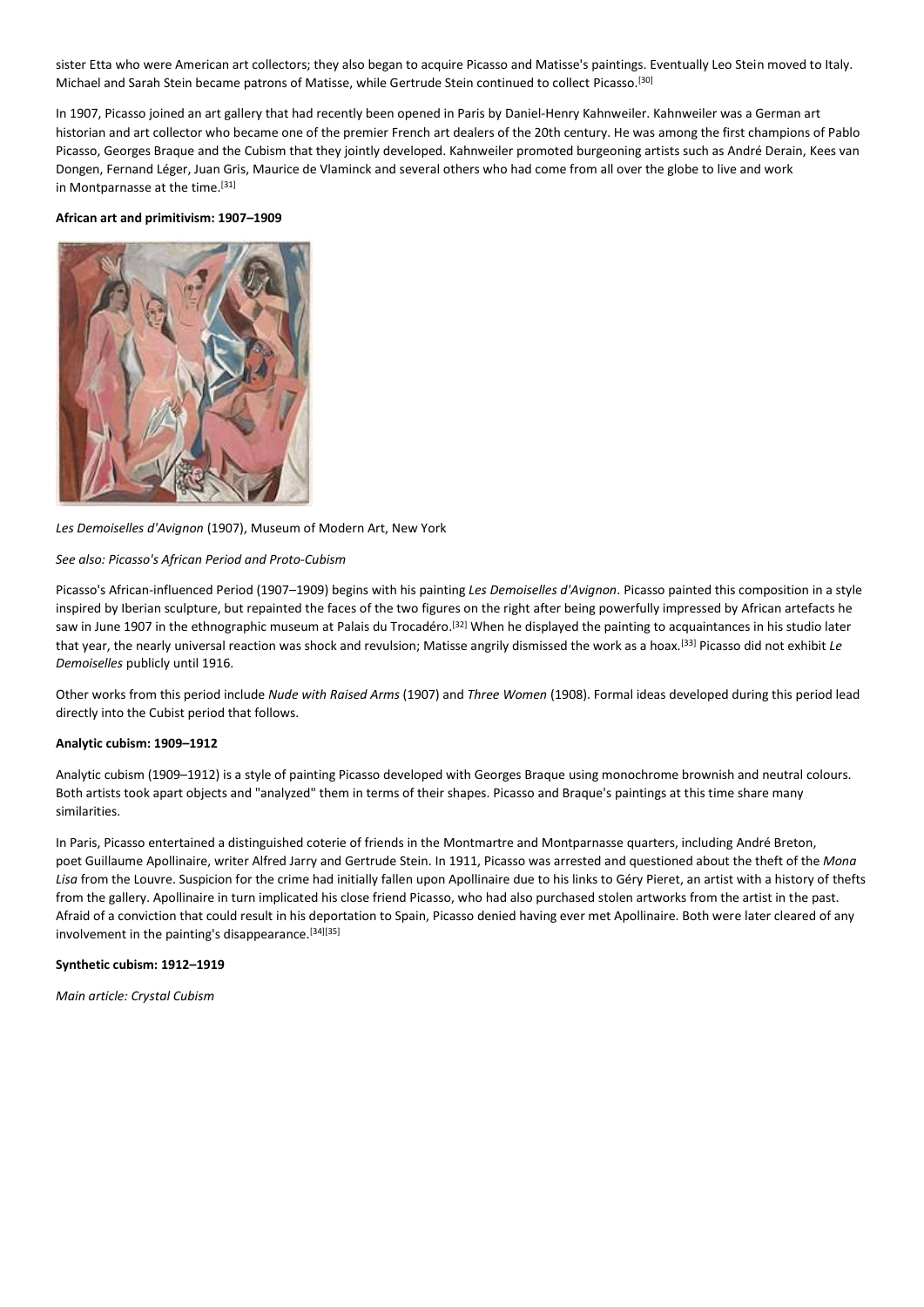sister Etta who were American art collectors; they also began to acquire Picasso and Matisse's paintings. Eventually Leo Stein moved to Italy. Michael and Sarah Stein became patrons of Matisse, while Gertrude Stein continued to collect Picasso.[30]

In 1907, Picasso joined an art gallery that had recently been opened in Paris by Daniel-Henry Kahnweiler. Kahnweiler was a German art historian and art collector who became one of the premier French art dealers of the 20th century. He was among the first champions of Pablo Picasso, Georges Braque and the Cubism that they jointly developed. Kahnweiler promoted burgeoning artists such as André Derain, Kees van Dongen, Fernand Léger, Juan Gris, Maurice de Vlaminck and several others who had come from all over the globe to live and work in Montparnasse at the time.[31]

**African art and primitivism: 1907–1909**

*Les Demoiselles d'Avignon* (1907), Museum of Modern Art, New York

*See also: Picasso's African Period and Proto-Cubism*

Picasso's African-influenced Period (1907–1909) begins with his painting *Les Demoiselles d'Avignon*. Picasso painted this composition in a style inspired by Iberian sculpture, but repainted the faces of the two figures on the right after being powerfully impressed by African artefacts he saw in June 1907 in the ethnographic museum at Palais du Trocadéro.[32] When he displayed the painting to acquaintances in his studio later that year, the nearly universal reaction was shock and revulsion; Matisse angrily dismissed the work as a hoax.[33] Picasso did not exhibit *Le Demoiselles* publicly until 1916.

Other works from this period include *Nude with Raised Arms* (1907) and *Three Women* (1908). Formal ideas developed during this period lead directly into the Cubist period that follows.

**Analytic cubism: 1909–1912**

Analytic cubism (1909–1912) is a style of painting Picasso developed with Georges Braque using monochrome brownish and neutral colours. Both artists took apart objects and "analyzed" them in terms of their shapes. Picasso and Braque's paintings at this time share many similarities.

In Paris, Picasso entertained a distinguished coterie of friends in the Montmartre and Montparnasse quarters, including André Breton, poet Guillaume Apollinaire, writer Alfred Jarry and Gertrude Stein. In 1911, Picasso was arrested and questioned about the theft of the *Mona Lisa* from the Louvre. Suspicion for the crime had initially fallen upon Apollinaire due to his links to Géry Pieret, an artist with a history of thefts from the gallery. Apollinaire in turn implicated his close friend Picasso, who had also purchased stolen artworks from the artist in the past. Afraid of a conviction that could result in his deportation to Spain, Picasso denied having ever met Apollinaire. Both were later cleared of any involvement in the painting's disappearance.[34][35]

**Synthetic cubism: 1912–1919**

*Main article: Crystal Cubism*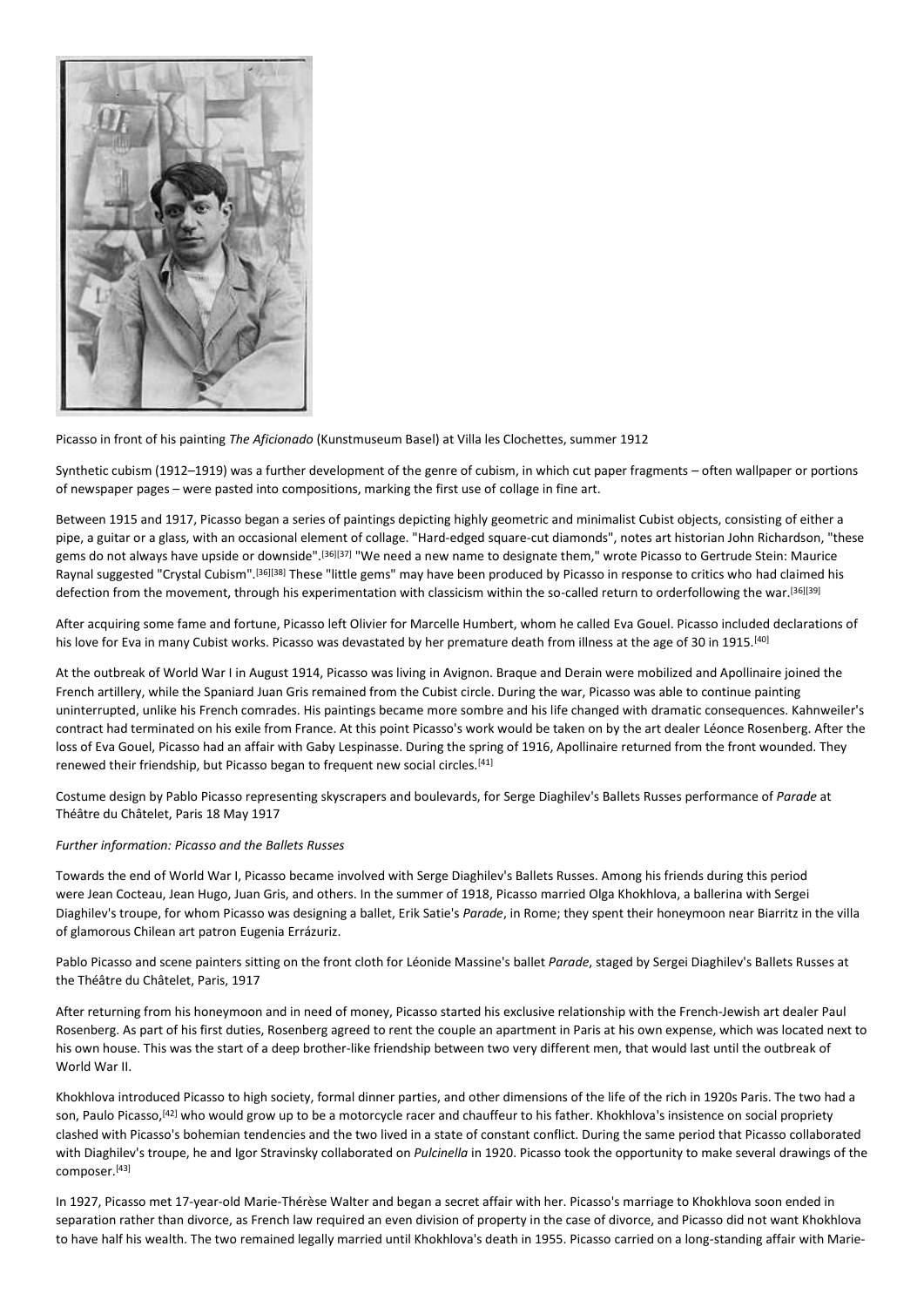Picasso in front of his painting *The Aficionado* (Kunstmuseum Basel) at Villa les Clochettes, summer 1912

Synthetic cubism (1912–1919) was a further development of the genre of cubism, in which cut paper fragments – often wallpaper or portions of newspaper pages – were pasted into compositions, marking the first use of collage in fine art.

Between 1915 and 1917, Picasso began a series of paintings depicting highly geometric and minimalist Cubist objects, consisting of either a pipe, a guitar or a glass, with an occasional element of collage. "Hard-edged square-cut diamonds", notes art historian John Richardson, "these gems do not always have upside or downside".[36][37] "We need a new name to designate them," wrote Picasso to Gertrude Stein: Maurice Raynal suggested "Crystal Cubism".[36][38] These "little gems" may have been produced by Picasso in response to critics who had claimed his defection from the movement, through his experimentation with classicism within the so-called return to orderfollowing the war.[36][39]

After acquiring some fame and fortune, Picasso left Olivier for Marcelle Humbert, whom he called Eva Gouel. Picasso included declarations of his love for Eva in many Cubist works. Picasso was devastated by her premature death from illness at the age of 30 in 1915.[40]

At the outbreak of World War I in August 1914, Picasso was living in Avignon. Braque and Derain were mobilized and Apollinaire joined the French artillery, while the Spaniard Juan Gris remained from the Cubist circle. During the war, Picasso was able to continue painting uninterrupted, unlike his French comrades. His paintings became more sombre and his life changed with dramatic consequences. Kahnweiler's contract had terminated on his exile from France. At this point Picasso's work would be taken on by the art dealer Léonce Rosenberg. After the loss of Eva Gouel, Picasso had an affair with Gaby Lespinasse. During the spring of 1916, Apollinaire returned from the front wounded. They renewed their friendship, but Picasso began to frequent new social circles.[41]

Costume design by Pablo Picasso representing skyscrapers and boulevards, for Serge Diaghilev's Ballets Russes performance of *Parade* at Théâtre du Châtelet, Paris 18 May 1917

*Further information: Picasso and the Ballets Russes*

Towards the end of World War I, Picasso became involved with Serge Diaghilev's Ballets Russes. Among his friends during this period were Jean Cocteau, Jean Hugo, Juan Gris, and others. In the summer of 1918, Picasso married Olga Khokhlova, a ballerina with Sergei Diaghilev's troupe, for whom Picasso was designing a ballet, Erik Satie's *Parade*, in Rome; they spent their honeymoon near Biarritz in the villa of glamorous Chilean art patron Eugenia Errázuriz.

Pablo Picasso and scene painters sitting on the front cloth for Léonide Massine's ballet *Parade*, staged by Sergei Diaghilev's Ballets Russes at the Théâtre du Châtelet, Paris, 1917

After returning from his honeymoon and in need of money, Picasso started his exclusive relationship with the French-Jewish art dealer Paul Rosenberg. As part of his first duties, Rosenberg agreed to rent the couple an apartment in Paris at his own expense, which was located next to his own house. This was the start of a deep brother-like friendship between two very different men, that would last until the outbreak of World War II.

Khokhlova introduced Picasso to high society, formal dinner parties, and other dimensions of the life of the rich in 1920s Paris. The two had a son, Paulo Picasso,[42] who would grow up to be a motorcycle racer and chauffeur to his father. Khokhlova's insistence on social propriety clashed with Picasso's bohemian tendencies and the two lived in a state of constant conflict. During the same period that Picasso collaborated with Diaghilev's troupe, he and Igor Stravinsky collaborated on *Pulcinella* in 1920. Picasso took the opportunity to make several drawings of the composer.[43]

In 1927, Picasso met 17-year-old Marie-Thérèse Walter and began a secret affair with her. Picasso's marriage to Khokhlova soon ended in separation rather than divorce, as French law required an even division of property in the case of divorce, and Picasso did not want Khokhlova to have half his wealth. The two remained legally married until Khokhlova's death in 1955. Picasso carried on a long-standing affair with Marie-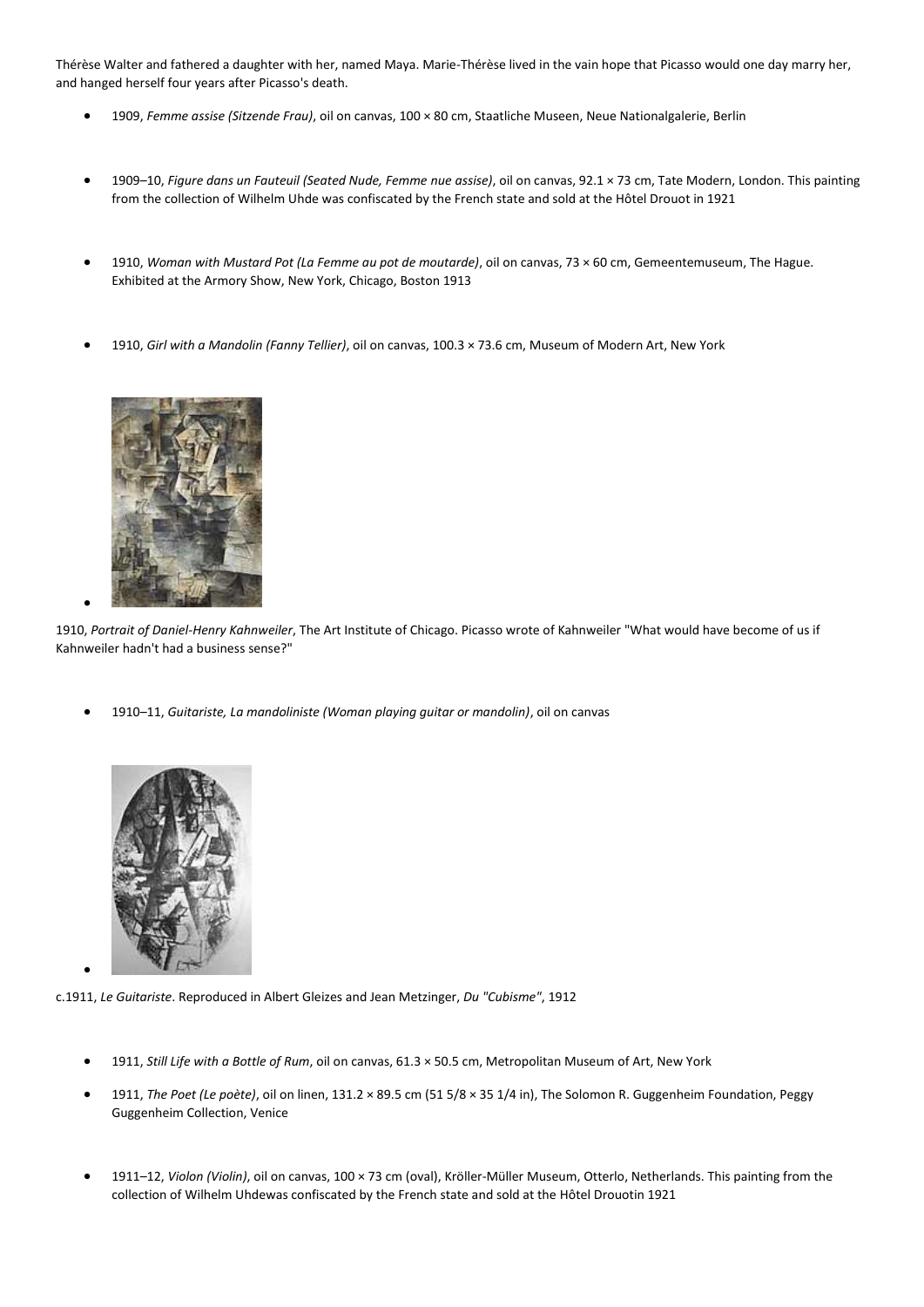Thérèse Walter and fathered a daughter with her, named Maya. Marie-Thérèse lived in the vain hope that Picasso would one day marry her, and hanged herself four years after Picasso's death.

- 1909, *Femme assise (Sitzende Frau)*, oil on canvas, 100 × 80 cm, Staatliche Museen, Neue Nationalgalerie, Berlin
- 1909–10, *Figure dans un Fauteuil (Seated Nude, Femme nue assise)*, oil on canvas, 92.1 × 73 cm, Tate Modern, London. This painting from the collection of Wilhelm Uhde was confiscated by the French state and sold at the Hôtel Drouot in 1921
- 1910, *Woman with Mustard Pot (La Femme au pot de moutarde)*, oil on canvas, 73 × 60 cm, Gemeentemuseum, The Hague. Exhibited at the Armory Show, New York, Chicago, Boston 1913
- 1910, *Girl with a Mandolin (Fanny Tellier)*, oil on canvas, 100.3 × 73.6 cm, Museum of Modern Art, New York

1910, *Portrait of Daniel-Henry Kahnweiler*, The Art Institute of Chicago. Picasso wrote of Kahnweiler "What would have become of us if Kahnweiler hadn't had a business sense?"

- 1910–11, *Guitariste, La mandoliniste (Woman playing guitar or mandolin)*, oil on canvas

c.1911, *Le Guitariste*. Reproduced in Albert Gleizes and Jean Metzinger, *Du "Cubisme"*, 1912

- 1911, *Still Life with a Bottle of Rum*, oil on canvas, 61.3 × 50.5 cm, Metropolitan Museum of Art, New York
- 1911, *The Poet (Le poète)*, oil on linen, 131.2 × 89.5 cm (51 5/8 × 35 1/4 in), The Solomon R. Guggenheim Foundation, Peggy Guggenheim Collection, Venice
- 1911–12, *Violon (Violin)*, oil on canvas, 100 × 73 cm (oval), Kröller-Müller Museum, Otterlo, Netherlands. This painting from the collection of Wilhelm Uhdewas confiscated by the French state and sold at the Hôtel Drouotin 1921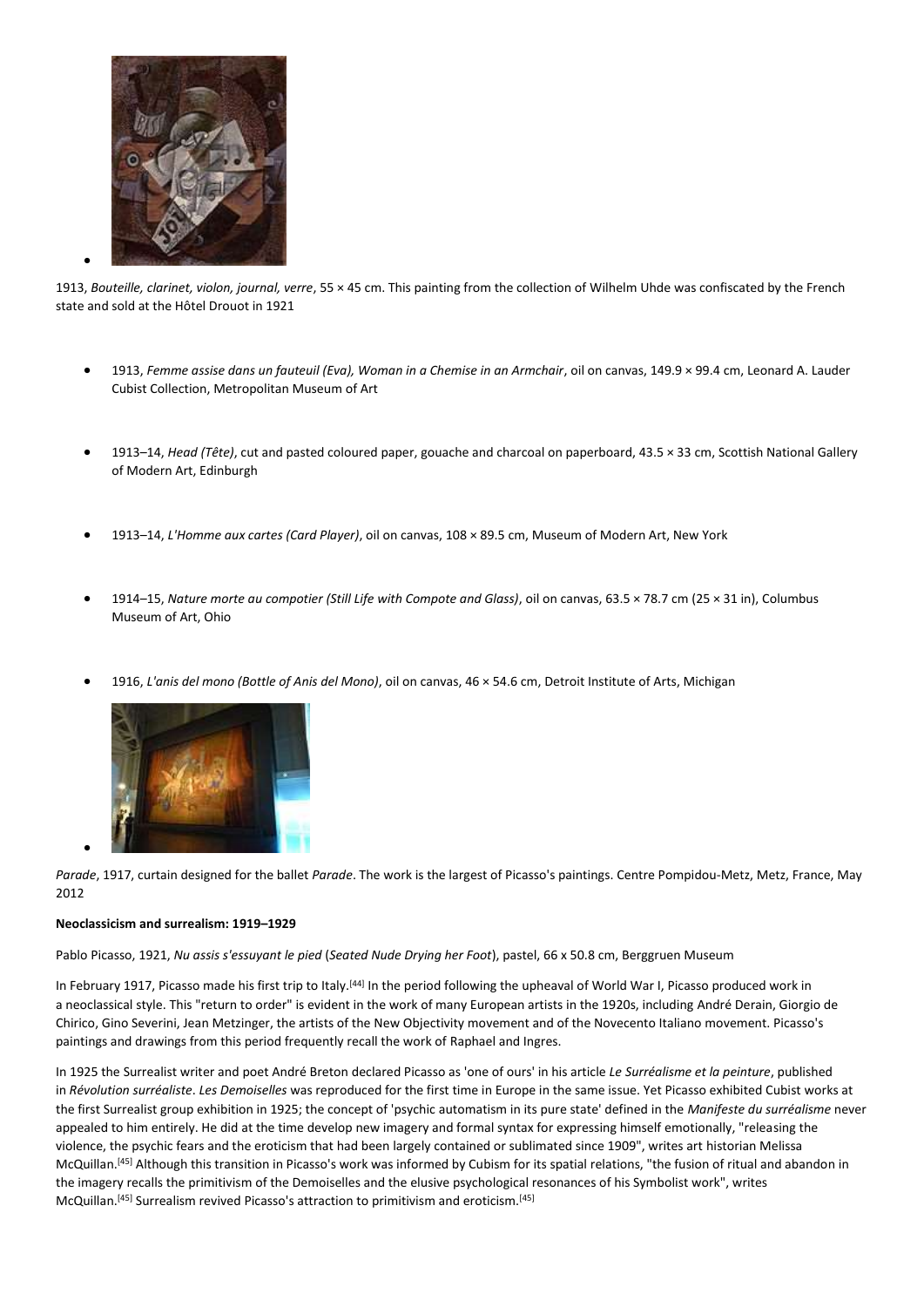- 1913, *Bouteille, clarinet, violon, journal, verre*, 55 × 45 cm. This painting from the collection of Wilhelm Uhde was confiscated by the French state and sold at the Hôtel Drouot in 1921

- 1913, *Femme assise dans un fauteuil (Eva), Woman in a Chemise in an Armchair*, oil on canvas, 149.9 × 99.4 cm, Leonard A. Lauder Cubist Collection, Metropolitan Museum of Art

- 1913–14, *Head (Tête)*, cut and pasted coloured paper, gouache and charcoal on paperboard, 43.5 × 33 cm, Scottish National Gallery of Modern Art, Edinburgh

- 1913–14, *L'Homme aux cartes (Card Player)*, oil on canvas, 108 × 89.5 cm, Museum of Modern Art, New York

- 1914–15, *Nature morte au compotier (Still Life with Compote and Glass)*, oil on canvas, 63.5 × 78.7 cm (25 × 31 in), Columbus Museum of Art, Ohio

- 1916, *L'anis del mono (Bottle of Anis del Mono)*, oil on canvas, 46 × 54.6 cm, Detroit Institute of Arts, Michigan

- *Parade*, 1917, curtain designed for the ballet *Parade*. The work is the largest of Picasso's paintings. Centre Pompidou-Metz, Metz, France, May 2012

**Neoclassicism and surrealism: 1919–1929**

Pablo Picasso, 1921, *Nu assis s'essuyant le pied* (*Seated Nude Drying her Foot*), pastel, 66 x 50.8 cm, Berggruen Museum

In February 1917, Picasso made his first trip to Italy.[44] In the period following the upheaval of World War I, Picasso produced work in a neoclassical style. This "return to order" is evident in the work of many European artists in the 1920s, including André Derain, Giorgio de Chirico, Gino Severini, Jean Metzinger, the artists of the New Objectivity movement and of the Novecento Italiano movement. Picasso's paintings and drawings from this period frequently recall the work of Raphael and Ingres.

In 1925 the Surrealist writer and poet André Breton declared Picasso as 'one of ours' in his article *Le Surréalisme et la peinture*, published in *Révolution surréaliste*. *Les Demoiselles* was reproduced for the first time in Europe in the same issue. Yet Picasso exhibited Cubist works at the first Surrealist group exhibition in 1925; the concept of 'psychic automatism in its pure state' defined in the *Manifeste du surréalisme* never appealed to him entirely. He did at the time develop new imagery and formal syntax for expressing himself emotionally, "releasing the violence, the psychic fears and the eroticism that had been largely contained or sublimated since 1909", writes art historian Melissa McQuillan.[45] Although this transition in Picasso's work was informed by Cubism for its spatial relations, "the fusion of ritual and abandon in the imagery recalls the primitivism of the Demoiselles and the elusive psychological resonances of his Symbolist work", writes McQuillan.[45] Surrealism revived Picasso's attraction to primitivism and eroticism.[45]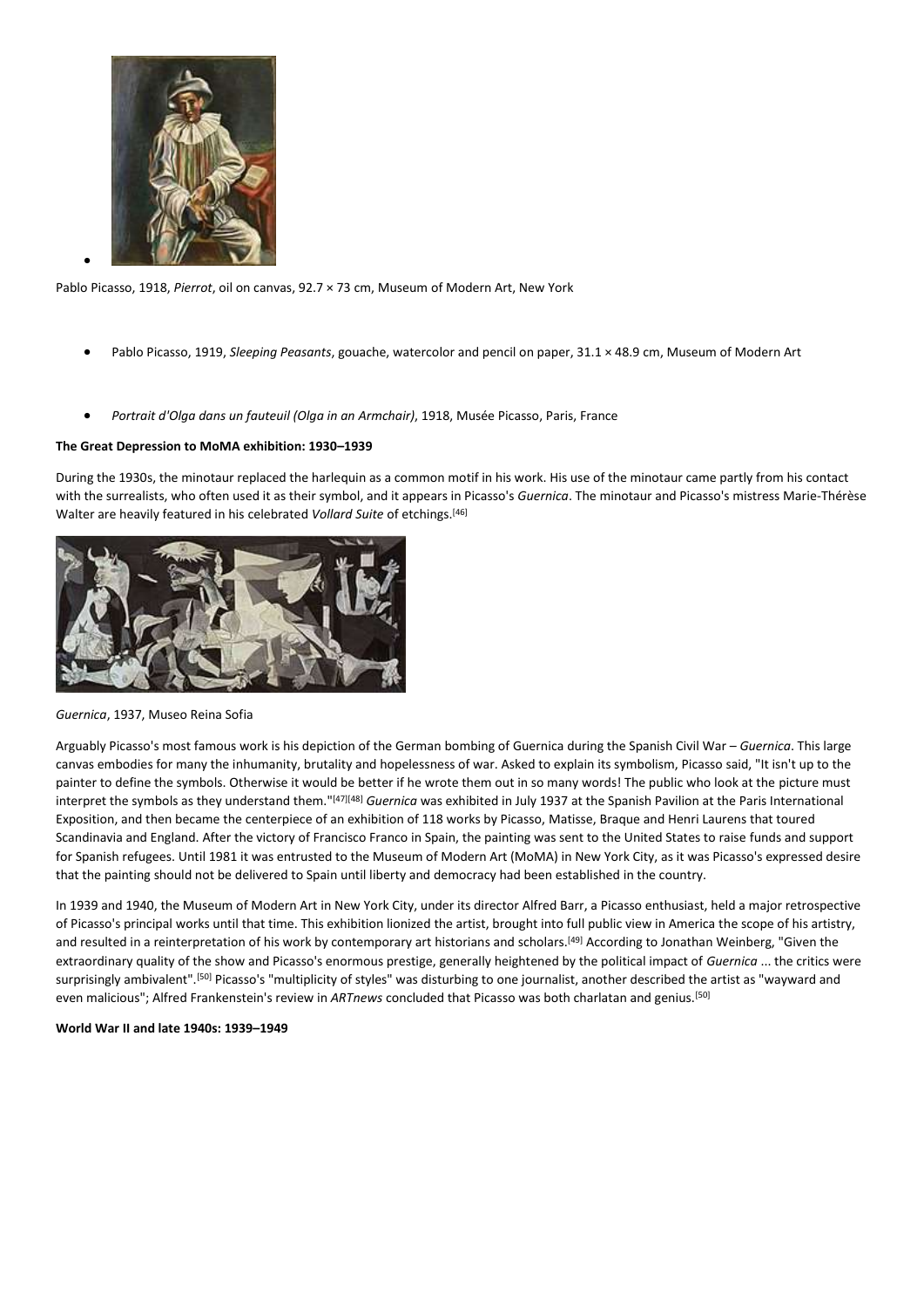- Pablo Picasso, 1918, *Pierrot*, oil on canvas, 92.7 × 73 cm, Museum of Modern Art, New York

- Pablo Picasso, 1919, *Sleeping Peasants*, gouache, watercolor and pencil on paper, 31.1 × 48.9 cm, Museum of Modern Art

- *Portrait d'Olga dans un fauteuil (Olga in an Armchair)*, 1918, Musée Picasso, Paris, France

**The Great Depression to MoMA exhibition: 1930–1939**

During the 1930s, the minotaur replaced the harlequin as a common motif in his work. His use of the minotaur came partly from his contact with the surrealists, who often used it as their symbol, and it appears in Picasso's *Guernica*. The minotaur and Picasso's mistress Marie-Thérèse Walter are heavily featured in his celebrated *Vollard Suite* of etchings.[46]

*Guernica*, 1937, Museo Reina Sofia

Arguably Picasso's most famous work is his depiction of the German bombing of Guernica during the Spanish Civil War – *Guernica*. This large canvas embodies for many the inhumanity, brutality and hopelessness of war. Asked to explain its symbolism, Picasso said, "It isn't up to the painter to define the symbols. Otherwise it would be better if he wrote them out in so many words! The public who look at the picture must interpret the symbols as they understand them."[47][48] *Guernica* was exhibited in July 1937 at the Spanish Pavilion at the Paris International Exposition, and then became the centerpiece of an exhibition of 118 works by Picasso, Matisse, Braque and Henri Laurens that toured Scandinavia and England. After the victory of Francisco Franco in Spain, the painting was sent to the United States to raise funds and support for Spanish refugees. Until 1981 it was entrusted to the Museum of Modern Art (MoMA) in New York City, as it was Picasso's expressed desire that the painting should not be delivered to Spain until liberty and democracy had been established in the country.

In 1939 and 1940, the Museum of Modern Art in New York City, under its director Alfred Barr, a Picasso enthusiast, held a major retrospective of Picasso's principal works until that time. This exhibition lionized the artist, brought into full public view in America the scope of his artistry, and resulted in a reinterpretation of his work by contemporary art historians and scholars.[49] According to Jonathan Weinberg, "Given the extraordinary quality of the show and Picasso's enormous prestige, generally heightened by the political impact of *Guernica* ... the critics were surprisingly ambivalent".[50] Picasso's "multiplicity of styles" was disturbing to one journalist, another described the artist as "wayward and even malicious"; Alfred Frankenstein's review in *ARTnews* concluded that Picasso was both charlatan and genius.[50]

**World War II and late 1940s: 1939–1949**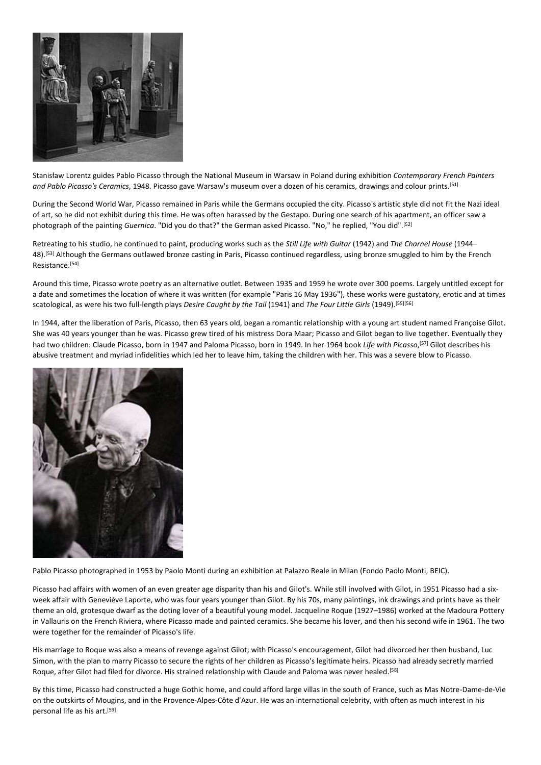Stanisław Lorentz guides Pablo Picasso through the National Museum in Warsaw in Poland during exhibition *Contemporary French Painters and Pablo Picasso's Ceramics*, 1948. Picasso gave Warsaw's museum over a dozen of his ceramics, drawings and colour prints.[51]

During the Second World War, Picasso remained in Paris while the Germans occupied the city. Picasso's artistic style did not fit the Nazi ideal of art, so he did not exhibit during this time. He was often harassed by the Gestapo. During one search of his apartment, an officer saw a photograph of the painting *Guernica*. "Did you do that?" the German asked Picasso. "No," he replied, "You did".[52]

Retreating to his studio, he continued to paint, producing works such as the *Still Life with Guitar* (1942) and *The Charnel House* (1944–48).[53] Although the Germans outlawed bronze casting in Paris, Picasso continued regardless, using bronze smuggled to him by the French Resistance.[54]

Around this time, Picasso wrote poetry as an alternative outlet. Between 1935 and 1959 he wrote over 300 poems. Largely untitled except for a date and sometimes the location of where it was written (for example "Paris 16 May 1936"), these works were gustatory, erotic and at times scatological, as were his two full-length plays *Desire Caught by the Tail* (1941) and *The Four Little Girls* (1949).[55][56]

In 1944, after the liberation of Paris, Picasso, then 63 years old, began a romantic relationship with a young art student named Françoise Gilot. She was 40 years younger than he was. Picasso grew tired of his mistress Dora Maar; Picasso and Gilot began to live together. Eventually they had two children: Claude Picasso, born in 1947 and Paloma Picasso, born in 1949. In her 1964 book *Life with Picasso*,[57] Gilot describes his abusive treatment and myriad infidelities which led her to leave him, taking the children with her. This was a severe blow to Picasso.

Pablo Picasso photographed in 1953 by Paolo Monti during an exhibition at Palazzo Reale in Milan (Fondo Paolo Monti, BEIC).

Picasso had affairs with women of an even greater age disparity than his and Gilot's. While still involved with Gilot, in 1951 Picasso had a six-week affair with Geneviève Laporte, who was four years younger than Gilot. By his 70s, many paintings, ink drawings and prints have as their theme an old, grotesque dwarf as the doting lover of a beautiful young model. Jacqueline Roque (1927–1986) worked at the Madoura Pottery in Vallauris on the French Riviera, where Picasso made and painted ceramics. She became his lover, and then his second wife in 1961. The two were together for the remainder of Picasso's life.

His marriage to Roque was also a means of revenge against Gilot; with Picasso's encouragement, Gilot had divorced her then husband, Luc Simon, with the plan to marry Picasso to secure the rights of her children as Picasso's legitimate heirs. Picasso had already secretly married Roque, after Gilot had filed for divorce. His strained relationship with Claude and Paloma was never healed.[58]

By this time, Picasso had constructed a huge Gothic home, and could afford large villas in the south of France, such as Mas Notre-Dame-de-Vie on the outskirts of Mougins, and in the Provence-Alpes-Côte d'Azur. He was an international celebrity, with often as much interest in his personal life as his art.[59]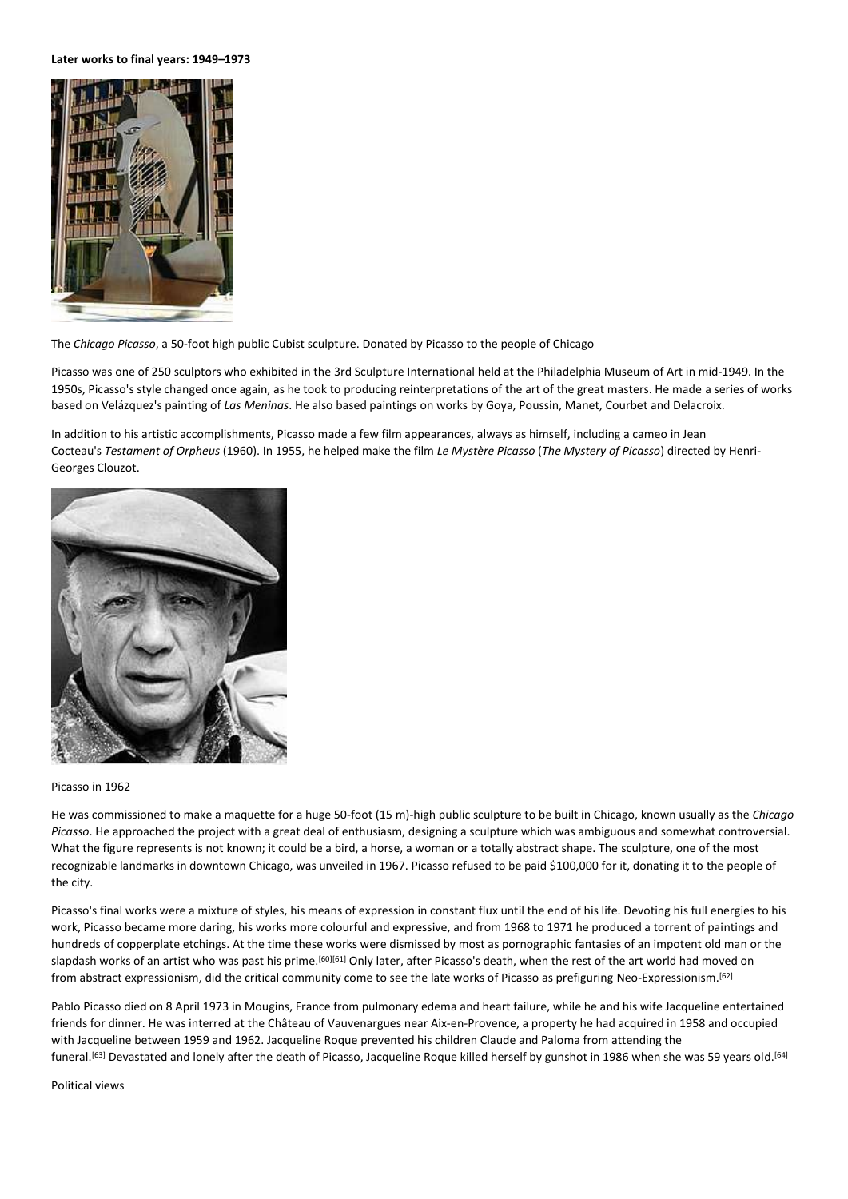**Later works to final years: 1949–1973**

The *Chicago Picasso*, a 50-foot high public Cubist sculpture. Donated by Picasso to the people of Chicago

Picasso was one of 250 sculptors who exhibited in the 3rd Sculpture International held at the Philadelphia Museum of Art in mid-1949. In the 1950s, Picasso's style changed once again, as he took to producing reinterpretations of the art of the great masters. He made a series of works based on Velázquez's painting of *Las Meninas*. He also based paintings on works by Goya, Poussin, Manet, Courbet and Delacroix.

In addition to his artistic accomplishments, Picasso made a few film appearances, always as himself, including a cameo in Jean Cocteau's *Testament of Orpheus* (1960). In 1955, he helped make the film *Le Mystère Picasso* (*The Mystery of Picasso*) directed by Henri-Georges Clouzot.

Picasso in 1962

He was commissioned to make a maquette for a huge 50-foot (15 m)-high public sculpture to be built in Chicago, known usually as the *Chicago Picasso*. He approached the project with a great deal of enthusiasm, designing a sculpture which was ambiguous and somewhat controversial. What the figure represents is not known; it could be a bird, a horse, a woman or a totally abstract shape. The sculpture, one of the most recognizable landmarks in downtown Chicago, was unveiled in 1967. Picasso refused to be paid $100,000 for it, donating it to the people of the city.

Picasso's final works were a mixture of styles, his means of expression in constant flux until the end of his life. Devoting his full energies to his work, Picasso became more daring, his works more colourful and expressive, and from 1968 to 1971 he produced a torrent of paintings and hundreds of copperplate etchings. At the time these works were dismissed by most as pornographic fantasies of an impotent old man or the slapdash works of an artist who was past his prime.[60][61] Only later, after Picasso's death, when the rest of the art world had moved on from abstract expressionism, did the critical community come to see the late works of Picasso as prefiguring Neo-Expressionism.[62]

Pablo Picasso died on 8 April 1973 in Mougins, France from pulmonary edema and heart failure, while he and his wife Jacqueline entertained friends for dinner. He was interred at the Château of Vauvenargues near Aix-en-Provence, a property he had acquired in 1958 and occupied with Jacqueline between 1959 and 1962. Jacqueline Roque prevented his children Claude and Paloma from attending the funeral.[63] Devastated and lonely after the death of Picasso, Jacqueline Roque killed herself by gunshot in 1986 when she was 59 years old.[64]

Political views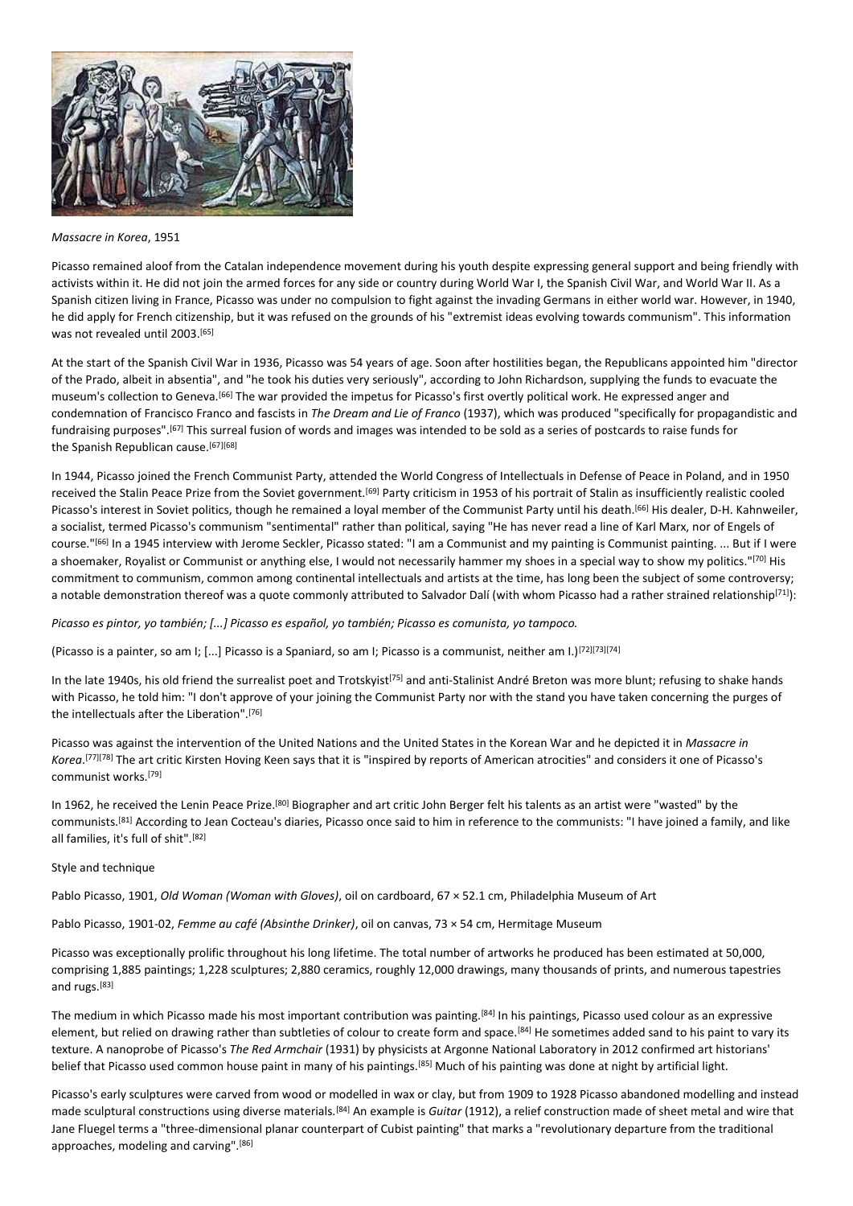*Massacre in Korea*, 1951

Picasso remained aloof from the Catalan independence movement during his youth despite expressing general support and being friendly with activists within it. He did not join the armed forces for any side or country during World War I, the Spanish Civil War, and World War II. As a Spanish citizen living in France, Picasso was under no compulsion to fight against the invading Germans in either world war. However, in 1940, he did apply for French citizenship, but it was refused on the grounds of his "extremist ideas evolving towards communism". This information was not revealed until 2003.[65]

At the start of the Spanish Civil War in 1936, Picasso was 54 years of age. Soon after hostilities began, the Republicans appointed him "director of the Prado, albeit in absentia", and "he took his duties very seriously", according to John Richardson, supplying the funds to evacuate the museum's collection to Geneva.[66] The war provided the impetus for Picasso's first overtly political work. He expressed anger and condemnation of Francisco Franco and fascists in *The Dream and Lie of Franco* (1937), which was produced "specifically for propagandistic and fundraising purposes".[67] This surreal fusion of words and images was intended to be sold as a series of postcards to raise funds for the Spanish Republican cause.[67][68]

In 1944, Picasso joined the French Communist Party, attended the World Congress of Intellectuals in Defense of Peace in Poland, and in 1950 received the Stalin Peace Prize from the Soviet government.[69] Party criticism in 1953 of his portrait of Stalin as insufficiently realistic cooled Picasso's interest in Soviet politics, though he remained a loyal member of the Communist Party until his death.[66] His dealer, D-H. Kahnweiler, a socialist, termed Picasso's communism "sentimental" rather than political, saying "He has never read a line of Karl Marx, nor of Engels of course."[66] In a 1945 interview with Jerome Seckler, Picasso stated: "I am a Communist and my painting is Communist painting. ... But if I were a shoemaker, Royalist or Communist or anything else, I would not necessarily hammer my shoes in a special way to show my politics."[70] His commitment to communism, common among continental intellectuals and artists at the time, has long been the subject of some controversy; a notable demonstration thereof was a quote commonly attributed to Salvador Dalí (with whom Picasso had a rather strained relationship[71]):

*Picasso es pintor, yo también; [...] Picasso es español, yo también; Picasso es comunista, yo tampoco.*

(Picasso is a painter, so am I; [...] Picasso is a Spaniard, so am I; Picasso is a communist, neither am I.)[72][73][74]

In the late 1940s, his old friend the surrealist poet and Trotskyist[75] and anti-Stalinist André Breton was more blunt; refusing to shake hands with Picasso, he told him: "I don't approve of your joining the Communist Party nor with the stand you have taken concerning the purges of the intellectuals after the Liberation".[76]

Picasso was against the intervention of the United Nations and the United States in the Korean War and he depicted it in *Massacre in Korea*.[77][78] The art critic Kirsten Hoving Keen says that it is "inspired by reports of American atrocities" and considers it one of Picasso's communist works.[79]

In 1962, he received the Lenin Peace Prize.[80] Biographer and art critic John Berger felt his talents as an artist were "wasted" by the communists.[81] According to Jean Cocteau's diaries, Picasso once said to him in reference to the communists: "I have joined a family, and like all families, it's full of shit".[82]

## Style and technique

Pablo Picasso, 1901, *Old Woman (Woman with Gloves)*, oil on cardboard, 67 × 52.1 cm, Philadelphia Museum of Art

Pablo Picasso, 1901-02, *Femme au café (Absinthe Drinker)*, oil on canvas, 73 × 54 cm, Hermitage Museum

Picasso was exceptionally prolific throughout his long lifetime. The total number of artworks he produced has been estimated at 50,000, comprising 1,885 paintings; 1,228 sculptures; 2,880 ceramics, roughly 12,000 drawings, many thousands of prints, and numerous tapestries and rugs.[83]

The medium in which Picasso made his most important contribution was painting.[84] In his paintings, Picasso used colour as an expressive element, but relied on drawing rather than subtleties of colour to create form and space.[84] He sometimes added sand to his paint to vary its texture. A nanoprobe of Picasso's *The Red Armchair* (1931) by physicists at Argonne National Laboratory in 2012 confirmed art historians' belief that Picasso used common house paint in many of his paintings.[85] Much of his painting was done at night by artificial light.

Picasso's early sculptures were carved from wood or modelled in wax or clay, but from 1909 to 1928 Picasso abandoned modelling and instead made sculptural constructions using diverse materials.[84] An example is *Guitar* (1912), a relief construction made of sheet metal and wire that Jane Fluegel terms a "three-dimensional planar counterpart of Cubist painting" that marks a "revolutionary departure from the traditional approaches, modeling and carving".[86]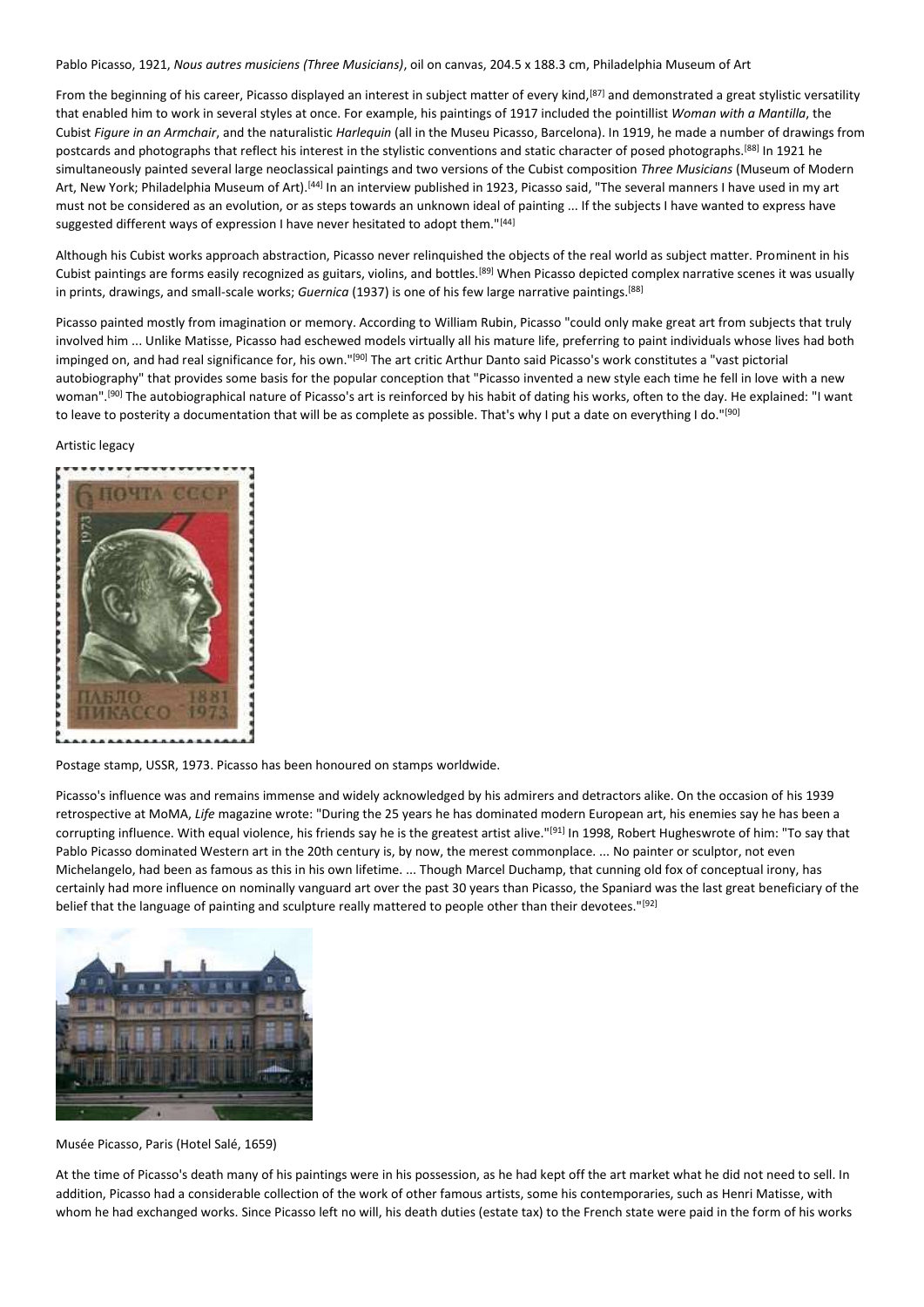Pablo Picasso, 1921, *Nous autres musiciens (Three Musicians)*, oil on canvas, 204.5 x 188.3 cm, Philadelphia Museum of Art

From the beginning of his career, Picasso displayed an interest in subject matter of every kind,[87] and demonstrated a great stylistic versatility that enabled him to work in several styles at once. For example, his paintings of 1917 included the pointillist *Woman with a Mantilla*, the Cubist *Figure in an Armchair*, and the naturalistic *Harlequin* (all in the Museu Picasso, Barcelona). In 1919, he made a number of drawings from postcards and photographs that reflect his interest in the stylistic conventions and static character of posed photographs.[88] In 1921 he simultaneously painted several large neoclassical paintings and two versions of the Cubist composition *Three Musicians* (Museum of Modern Art, New York; Philadelphia Museum of Art).[44] In an interview published in 1923, Picasso said, "The several manners I have used in my art must not be considered as an evolution, or as steps towards an unknown ideal of painting ... If the subjects I have wanted to express have suggested different ways of expression I have never hesitated to adopt them."[44]

Although his Cubist works approach abstraction, Picasso never relinquished the objects of the real world as subject matter. Prominent in his Cubist paintings are forms easily recognized as guitars, violins, and bottles.[89] When Picasso depicted complex narrative scenes it was usually in prints, drawings, and small-scale works; *Guernica* (1937) is one of his few large narrative paintings.[88]

Picasso painted mostly from imagination or memory. According to William Rubin, Picasso "could only make great art from subjects that truly involved him ... Unlike Matisse, Picasso had eschewed models virtually all his mature life, preferring to paint individuals whose lives had both impinged on, and had real significance for, his own."[90] The art critic Arthur Danto said Picasso's work constitutes a "vast pictorial autobiography" that provides some basis for the popular conception that "Picasso invented a new style each time he fell in love with a new woman".[90] The autobiographical nature of Picasso's art is reinforced by his habit of dating his works, often to the day. He explained: "I want to leave to posterity a documentation that will be as complete as possible. That's why I put a date on everything I do."[90]

## Artistic legacy

Postage stamp, USSR, 1973. Picasso has been honoured on stamps worldwide.

Picasso's influence was and remains immense and widely acknowledged by his admirers and detractors alike. On the occasion of his 1939 retrospective at MoMA, *Life* magazine wrote: "During the 25 years he has dominated modern European art, his enemies say he has been a corrupting influence. With equal violence, his friends say he is the greatest artist alive."[91] In 1998, Robert Hugheswrote of him: "To say that Pablo Picasso dominated Western art in the 20th century is, by now, the merest commonplace. ... No painter or sculptor, not even Michelangelo, had been as famous as this in his own lifetime. ... Though Marcel Duchamp, that cunning old fox of conceptual irony, has certainly had more influence on nominally vanguard art over the past 30 years than Picasso, the Spaniard was the last great beneficiary of the belief that the language of painting and sculpture really mattered to people other than their devotees."[92]

Musée Picasso, Paris (Hotel Salé, 1659)

At the time of Picasso's death many of his paintings were in his possession, as he had kept off the art market what he did not need to sell. In addition, Picasso had a considerable collection of the work of other famous artists, some his contemporaries, such as Henri Matisse, with whom he had exchanged works. Since Picasso left no will, his death duties (estate tax) to the French state were paid in the form of his works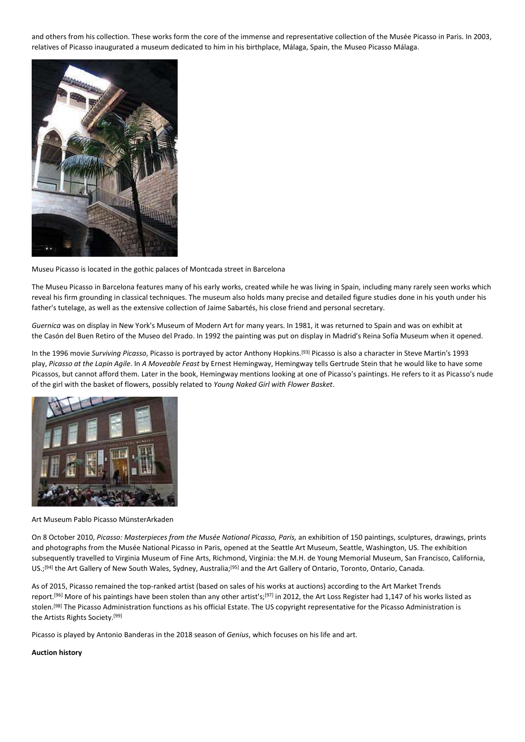and others from his collection. These works form the core of the immense and representative collection of the Musée Picasso in Paris. In 2003, relatives of Picasso inaugurated a museum dedicated to him in his birthplace, Málaga, Spain, the Museo Picasso Málaga.

Museu Picasso is located in the gothic palaces of Montcada street in Barcelona

The Museu Picasso in Barcelona features many of his early works, created while he was living in Spain, including many rarely seen works which reveal his firm grounding in classical techniques. The museum also holds many precise and detailed figure studies done in his youth under his father's tutelage, as well as the extensive collection of Jaime Sabartés, his close friend and personal secretary.

*Guernica* was on display in New York's Museum of Modern Art for many years. In 1981, it was returned to Spain and was on exhibit at the Casón del Buen Retiro of the Museo del Prado. In 1992 the painting was put on display in Madrid's Reina Sofía Museum when it opened.

In the 1996 movie *Surviving Picasso*, Picasso is portrayed by actor Anthony Hopkins.[93] Picasso is also a character in Steve Martin's 1993 play, *Picasso at the Lapin Agile*. In *A Moveable Feast* by Ernest Hemingway, Hemingway tells Gertrude Stein that he would like to have some Picassos, but cannot afford them. Later in the book, Hemingway mentions looking at one of Picasso's paintings. He refers to it as Picasso's nude of the girl with the basket of flowers, possibly related to *Young Naked Girl with Flower Basket*.

Art Museum Pablo Picasso MünsterArkaden

On 8 October 2010, *Picasso: Masterpieces from the Musée National Picasso, Paris,* an exhibition of 150 paintings, sculptures, drawings, prints and photographs from the Musée National Picasso in Paris, opened at the Seattle Art Museum, Seattle, Washington, US. The exhibition subsequently travelled to Virginia Museum of Fine Arts, Richmond, Virginia: the M.H. de Young Memorial Museum, San Francisco, California, US.;[94] the Art Gallery of New South Wales, Sydney, Australia;[95] and the Art Gallery of Ontario, Toronto, Ontario, Canada.

As of 2015, Picasso remained the top-ranked artist (based on sales of his works at auctions) according to the Art Market Trends report.[96] More of his paintings have been stolen than any other artist's;[97] in 2012, the Art Loss Register had 1,147 of his works listed as stolen.[98] The Picasso Administration functions as his official Estate. The US copyright representative for the Picasso Administration is the Artists Rights Society.[99]

Picasso is played by Antonio Banderas in the 2018 season of *Genius*, which focuses on his life and art.

**Auction history**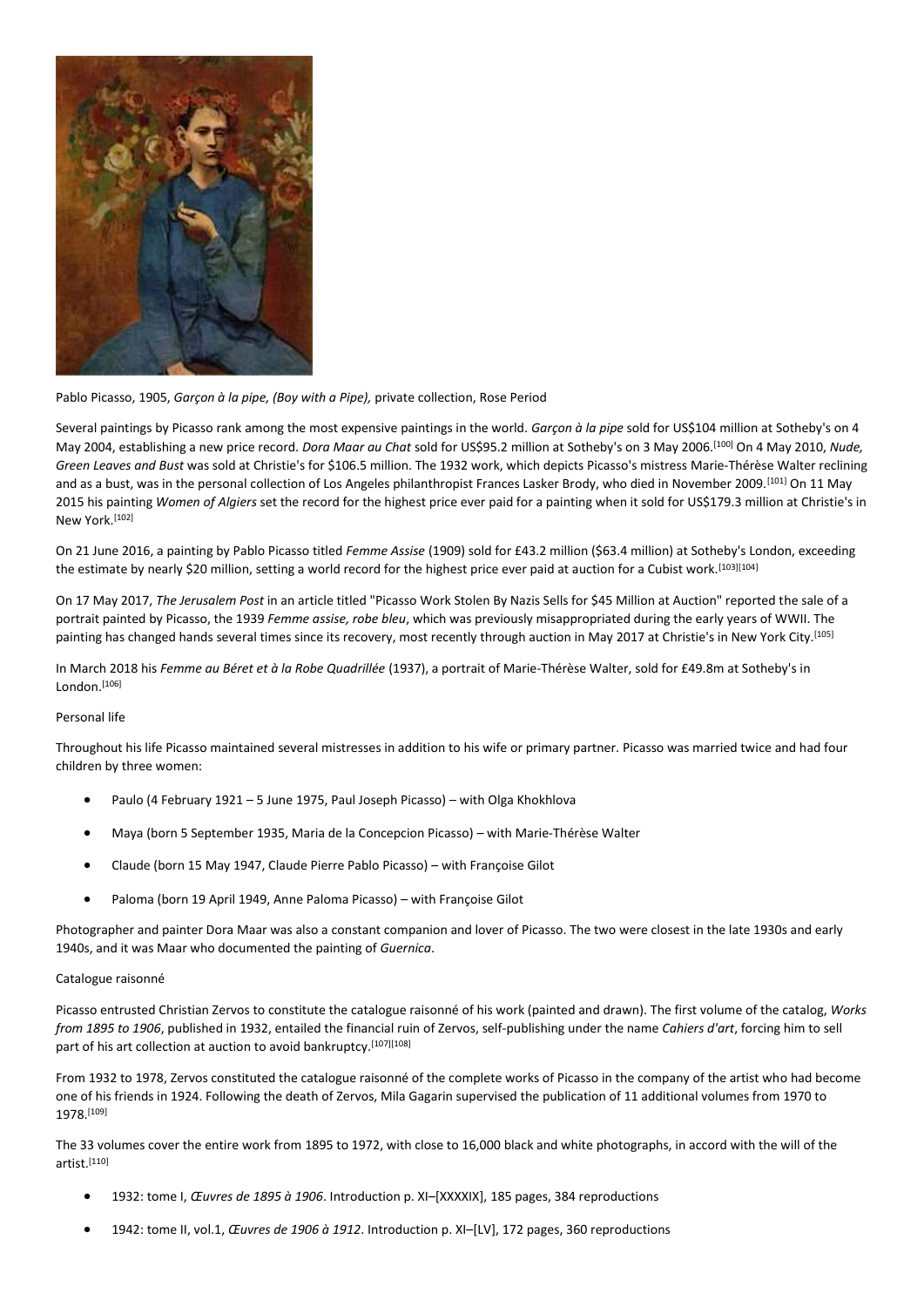Pablo Picasso, 1905, *Garçon à la pipe, (Boy with a Pipe),* private collection, Rose Period

Several paintings by Picasso rank among the most expensive paintings in the world. *Garçon à la pipe* sold for US$104 million at Sotheby's on 4 May 2004, establishing a new price record. *Dora Maar au Chat* sold for US$95.2 million at Sotheby's on 3 May 2006.[100] On 4 May 2010, *Nude, Green Leaves and Bust* was sold at Christie's for $106.5 million. The 1932 work, which depicts Picasso's mistress Marie-Thérèse Walter reclining and as a bust, was in the personal collection of Los Angeles philanthropist Frances Lasker Brody, who died in November 2009.[101] On 11 May 2015 his painting *Women of Algiers* set the record for the highest price ever paid for a painting when it sold for US$179.3 million at Christie's in New York.[102]

On 21 June 2016, a painting by Pablo Picasso titled *Femme Assise* (1909) sold for £43.2 million ($63.4 million) at Sotheby's London, exceeding the estimate by nearly $20 million, setting a world record for the highest price ever paid at auction for a Cubist work.[103][104]

On 17 May 2017, *The Jerusalem Post* in an article titled "Picasso Work Stolen By Nazis Sells for $45 Million at Auction" reported the sale of a portrait painted by Picasso, the 1939 *Femme assise, robe bleu*, which was previously misappropriated during the early years of WWII. The painting has changed hands several times since its recovery, most recently through auction in May 2017 at Christie's in New York City.[105]

In March 2018 his *Femme au Béret et à la Robe Quadrillée* (1937), a portrait of Marie-Thérèse Walter, sold for £49.8m at Sotheby's in London.[106]

## Personal life

Throughout his life Picasso maintained several mistresses in addition to his wife or primary partner. Picasso was married twice and had four children by three women:

- Paulo (4 February 1921 – 5 June 1975, Paul Joseph Picasso) – with Olga Khokhlova
- Maya (born 5 September 1935, Maria de la Concepcion Picasso) – with Marie-Thérèse Walter
- Claude (born 15 May 1947, Claude Pierre Pablo Picasso) – with Françoise Gilot
- Paloma (born 19 April 1949, Anne Paloma Picasso) – with Françoise Gilot

Photographer and painter Dora Maar was also a constant companion and lover of Picasso. The two were closest in the late 1930s and early 1940s, and it was Maar who documented the painting of *Guernica*.

## Catalogue raisonné

Picasso entrusted Christian Zervos to constitute the catalogue raisonné of his work (painted and drawn). The first volume of the catalog, *Works from 1895 to 1906*, published in 1932, entailed the financial ruin of Zervos, self-publishing under the name *Cahiers d'art*, forcing him to sell part of his art collection at auction to avoid bankruptcy.[107][108]

From 1932 to 1978, Zervos constituted the catalogue raisonné of the complete works of Picasso in the company of the artist who had become one of his friends in 1924. Following the death of Zervos, Mila Gagarin supervised the publication of 11 additional volumes from 1970 to 1978.[109]

The 33 volumes cover the entire work from 1895 to 1972, with close to 16,000 black and white photographs, in accord with the will of the artist.[110]

- 1932: tome I, *Œuvres de 1895 à 1906*. Introduction p. XI–[XXXXIX], 185 pages, 384 reproductions
- 1942: tome II, vol.1, *Œuvres de 1906 à 1912*. Introduction p. XI–[LV], 172 pages, 360 reproductions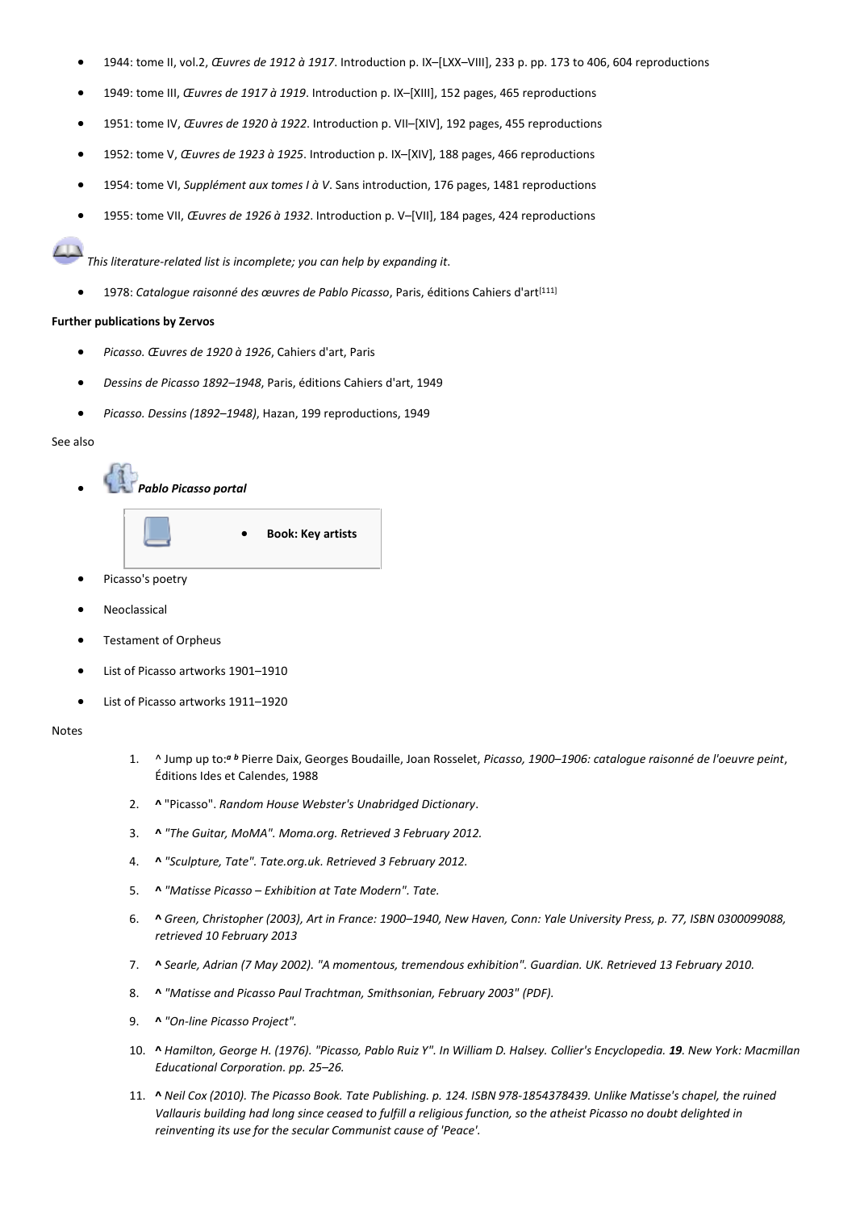- 1944: tome II, vol.2, *Œuvres de 1912 à 1917*. Introduction p. IX–[LXX–VIII], 233 p. pp. 173 to 406, 604 reproductions
- 1949: tome III, *Œuvres de 1917 à 1919*. Introduction p. IX–[XIII], 152 pages, 465 reproductions
- 1951: tome IV, *Œuvres de 1920 à 1922*. Introduction p. VII–[XIV], 192 pages, 455 reproductions
- 1952: tome V, *Œuvres de 1923 à 1925*. Introduction p. IX–[XIV], 188 pages, 466 reproductions
- 1954: tome VI, *Supplément aux tomes I à V*. Sans introduction, 176 pages, 1481 reproductions
- 1955: tome VII, *Œuvres de 1926 à 1932*. Introduction p. V–[VII], 184 pages, 424 reproductions

*This literature-related list is incomplete; you can help by expanding it.*

- 1978: *Catalogue raisonné des œuvres de Pablo Picasso*, Paris, éditions Cahiers d'art[111]

**Further publications by Zervos**

- *Picasso. Œuvres de 1920 à 1926*, Cahiers d'art, Paris
- *Dessins de Picasso 1892–1948*, Paris, éditions Cahiers d'art, 1949
- *Picasso. Dessins (1892–1948)*, Hazan, 199 reproductions, 1949

See also

- ***Pablo Picasso portal***
- **Book: Key artists**
- Picasso's poetry
- Neoclassical
- Testament of Orpheus
- List of Picasso artworks 1901–1910
- List of Picasso artworks 1911–1920

Notes

1. ^ Jump up to:*a b* Pierre Daix, Georges Boudaille, Joan Rosselet, *Picasso, 1900–1906: catalogue raisonné de l'oeuvre peint*, Éditions Ides et Calendes, 1988
2. **^** "Picasso". *Random House Webster's Unabridged Dictionary*.
3. **^** *"The Guitar, MoMA". Moma.org. Retrieved 3 February 2012.*
4. **^** *"Sculpture, Tate". Tate.org.uk. Retrieved 3 February 2012.*
5. **^** *"Matisse Picasso – Exhibition at Tate Modern". Tate.*
6. **^** *Green, Christopher (2003), Art in France: 1900–1940, New Haven, Conn: Yale University Press, p. 77, ISBN 0300099088, retrieved 10 February 2013*
7. **^** *Searle, Adrian (7 May 2002). "A momentous, tremendous exhibition". Guardian. UK. Retrieved 13 February 2010.*
8. **^** *"Matisse and Picasso Paul Trachtman, Smithsonian, February 2003" (PDF).*
9. **^** *"On-line Picasso Project".*
10. **^** *Hamilton, George H. (1976). "Picasso, Pablo Ruiz Y". In William D. Halsey. Collier's Encyclopedia.* ***19****. New York: Macmillan Educational Corporation. pp. 25–26.*
11. **^** *Neil Cox (2010). The Picasso Book. Tate Publishing. p. 124. ISBN 978-1854378439. Unlike Matisse's chapel, the ruined Vallauris building had long since ceased to fulfill a religious function, so the atheist Picasso no doubt delighted in reinventing its use for the secular Communist cause of 'Peace'.*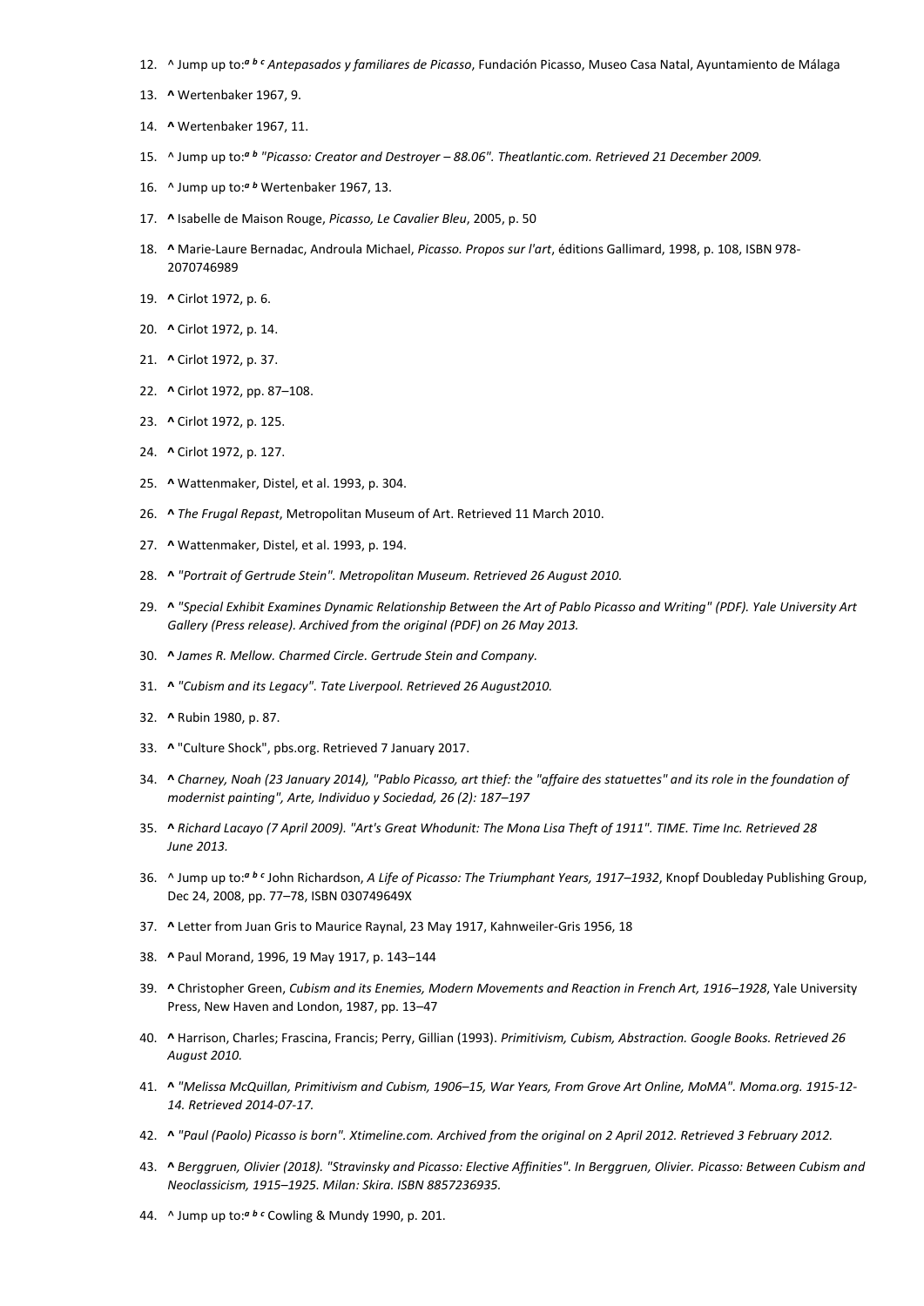12. ^ Jump up to:*a b c* *Antepasados y familiares de Picasso*, Fundación Picasso, Museo Casa Natal, Ayuntamiento de Málaga
13. **^** Wertenbaker 1967, 9.
14. **^** Wertenbaker 1967, 11.
15. ^ Jump up to:*a b* *"Picasso: Creator and Destroyer – 88.06". Theatlantic.com. Retrieved 21 December 2009.*
16. ^ Jump up to:*a b* Wertenbaker 1967, 13.
17. **^** Isabelle de Maison Rouge, *Picasso, Le Cavalier Bleu*, 2005, p. 50
18. **^** Marie-Laure Bernadac, Androula Michael, *Picasso. Propos sur l'art*, éditions Gallimard, 1998, p. 108, ISBN 978-2070746989
19. **^** Cirlot 1972, p. 6.
20. **^** Cirlot 1972, p. 14.
21. **^** Cirlot 1972, p. 37.
22. **^** Cirlot 1972, pp. 87–108.
23. **^** Cirlot 1972, p. 125.
24. **^** Cirlot 1972, p. 127.
25. **^** Wattenmaker, Distel, et al. 1993, p. 304.
26. **^** *The Frugal Repast*, Metropolitan Museum of Art. Retrieved 11 March 2010.
27. **^** Wattenmaker, Distel, et al. 1993, p. 194.
28. **^** *"Portrait of Gertrude Stein". Metropolitan Museum. Retrieved 26 August 2010.*
29. **^** *"Special Exhibit Examines Dynamic Relationship Between the Art of Pablo Picasso and Writing" (PDF). Yale University Art Gallery (Press release). Archived from the original (PDF) on 26 May 2013.*
30. **^** *James R. Mellow. Charmed Circle. Gertrude Stein and Company.*
31. **^** *"Cubism and its Legacy". Tate Liverpool. Retrieved 26 August2010.*
32. **^** Rubin 1980, p. 87.
33. **^** "Culture Shock", pbs.org. Retrieved 7 January 2017.
34. **^** *Charney, Noah (23 January 2014), "Pablo Picasso, art thief: the "affaire des statuettes" and its role in the foundation of modernist painting", Arte, Individuo y Sociedad, 26 (2): 187–197*
35. **^** *Richard Lacayo (7 April 2009). "Art's Great Whodunit: The Mona Lisa Theft of 1911". TIME. Time Inc. Retrieved 28 June 2013.*
36. ^ Jump up to:*a b c* John Richardson, *A Life of Picasso: The Triumphant Years, 1917–1932*, Knopf Doubleday Publishing Group, Dec 24, 2008, pp. 77–78, ISBN 030749649X
37. **^** Letter from Juan Gris to Maurice Raynal, 23 May 1917, Kahnweiler-Gris 1956, 18
38. **^** Paul Morand, 1996, 19 May 1917, p. 143–144
39. **^** Christopher Green, *Cubism and its Enemies, Modern Movements and Reaction in French Art, 1916–1928*, Yale University Press, New Haven and London, 1987, pp. 13–47
40. **^** Harrison, Charles; Frascina, Francis; Perry, Gillian (1993). *Primitivism, Cubism, Abstraction. Google Books. Retrieved 26 August 2010.*
41. **^** *"Melissa McQuillan, Primitivism and Cubism, 1906–15, War Years, From Grove Art Online, MoMA". Moma.org. 1915-12-14. Retrieved 2014-07-17.*
42. **^** *"Paul (Paolo) Picasso is born". Xtimeline.com. Archived from the original on 2 April 2012. Retrieved 3 February 2012.*
43. **^** *Berggruen, Olivier (2018). "Stravinsky and Picasso: Elective Affinities". In Berggruen, Olivier. Picasso: Between Cubism and Neoclassicism, 1915–1925. Milan: Skira. ISBN 8857236935.*
44. ^ Jump up to:*a b c* Cowling & Mundy 1990, p. 201.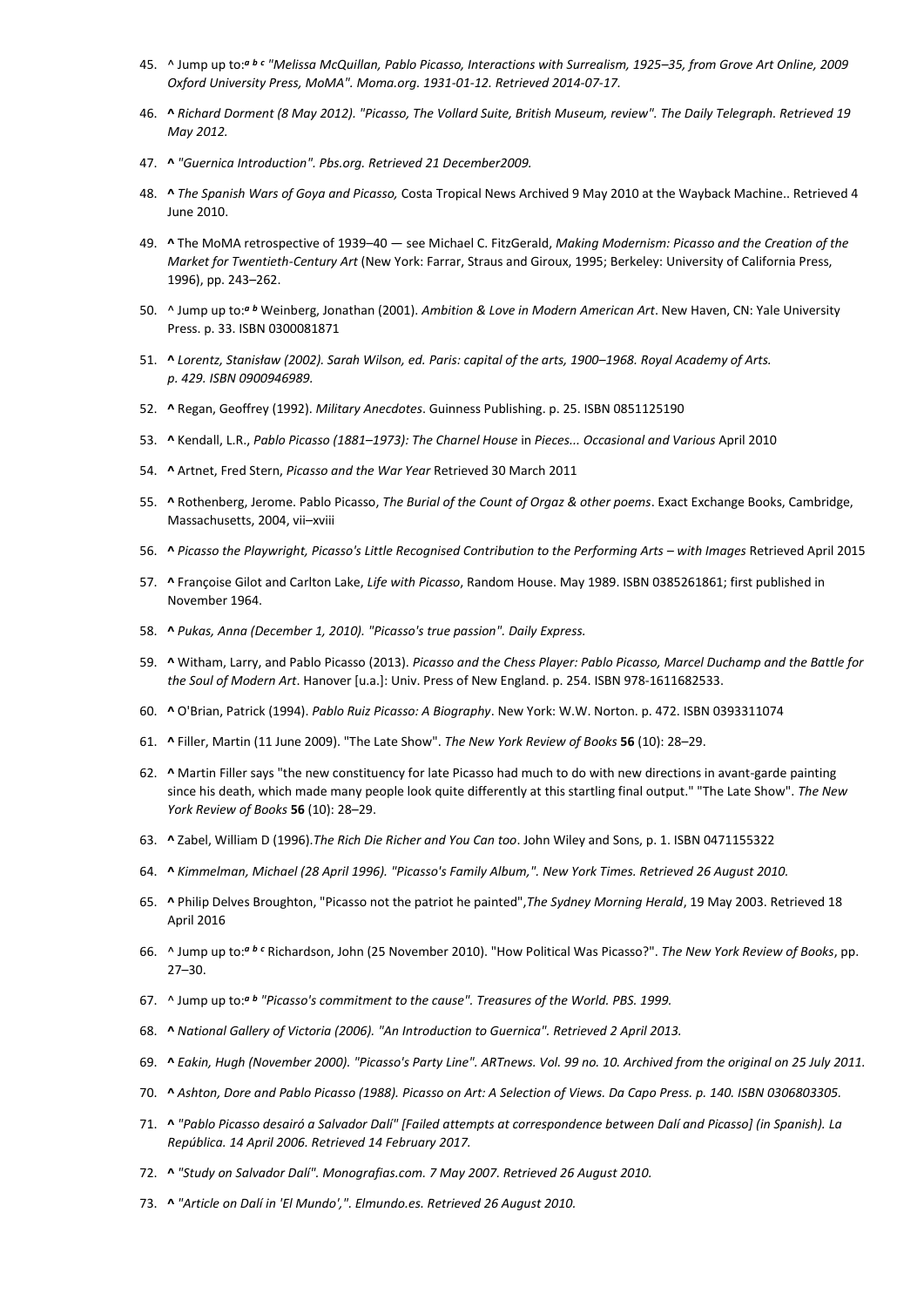45. ^ Jump up to:[a] [b] [c] *"Melissa McQuillan, Pablo Picasso, Interactions with Surrealism, 1925–35, from Grove Art Online, 2009 Oxford University Press, MoMA". Moma.org. 1931-01-12. Retrieved 2014-07-17.*
46. **^** *Richard Dorment (8 May 2012). "Picasso, The Vollard Suite, British Museum, review". The Daily Telegraph. Retrieved 19 May 2012.*
47. **^** *"Guernica Introduction". Pbs.org. Retrieved 21 December2009.*
48. **^** *The Spanish Wars of Goya and Picasso,* Costa Tropical News Archived 9 May 2010 at the Wayback Machine.. Retrieved 4 June 2010.
49. **^** The MoMA retrospective of 1939–40 — see Michael C. FitzGerald, *Making Modernism: Picasso and the Creation of the Market for Twentieth-Century Art* (New York: Farrar, Straus and Giroux, 1995; Berkeley: University of California Press, 1996), pp. 243–262.
50. ^ Jump up to:[a] [b] Weinberg, Jonathan (2001). *Ambition & Love in Modern American Art*. New Haven, CN: Yale University Press. p. 33. ISBN 0300081871
51. **^** *Lorentz, Stanisław (2002). Sarah Wilson, ed. Paris: capital of the arts, 1900–1968. Royal Academy of Arts. p. 429. ISBN 0900946989.*
52. **^** Regan, Geoffrey (1992). *Military Anecdotes*. Guinness Publishing. p. 25. ISBN 0851125190
53. **^** Kendall, L.R., *Pablo Picasso (1881–1973): The Charnel House* in *Pieces... Occasional and Various* April 2010
54. **^** Artnet, Fred Stern, *Picasso and the War Year* Retrieved 30 March 2011
55. **^** Rothenberg, Jerome. Pablo Picasso, *The Burial of the Count of Orgaz & other poems*. Exact Exchange Books, Cambridge, Massachusetts, 2004, vii–xviii
56. **^** *Picasso the Playwright, Picasso's Little Recognised Contribution to the Performing Arts – with Images* Retrieved April 2015
57. **^** Françoise Gilot and Carlton Lake, *Life with Picasso*, Random House. May 1989. ISBN 0385261861; first published in November 1964.
58. **^** *Pukas, Anna (December 1, 2010). "Picasso's true passion". Daily Express.*
59. **^** Witham, Larry, and Pablo Picasso (2013). *Picasso and the Chess Player: Pablo Picasso, Marcel Duchamp and the Battle for the Soul of Modern Art*. Hanover [u.a.]: Univ. Press of New England. p. 254. ISBN 978-1611682533.
60. **^** O'Brian, Patrick (1994). *Pablo Ruiz Picasso: A Biography*. New York: W.W. Norton. p. 472. ISBN 0393311074
61. **^** Filler, Martin (11 June 2009). "The Late Show". *The New York Review of Books* **56** (10): 28–29.
62. **^** Martin Filler says "the new constituency for late Picasso had much to do with new directions in avant-garde painting since his death, which made many people look quite differently at this startling final output." "The Late Show". *The New York Review of Books* **56** (10): 28–29.
63. **^** Zabel, William D (1996).*The Rich Die Richer and You Can too*. John Wiley and Sons, p. 1. ISBN 0471155322
64. **^** *Kimmelman, Michael (28 April 1996). "Picasso's Family Album,". New York Times. Retrieved 26 August 2010.*
65. **^** Philip Delves Broughton, "Picasso not the patriot he painted",*The Sydney Morning Herald*, 19 May 2003. Retrieved 18 April 2016
66. ^ Jump up to:[a] [b] [c] Richardson, John (25 November 2010). "How Political Was Picasso?". *The New York Review of Books*, pp. 27–30.
67. ^ Jump up to:[a] [b] *"Picasso's commitment to the cause". Treasures of the World. PBS. 1999.*
68. **^** *National Gallery of Victoria (2006). "An Introduction to Guernica". Retrieved 2 April 2013.*
69. **^** *Eakin, Hugh (November 2000). "Picasso's Party Line". ARTnews. Vol. 99 no. 10. Archived from the original on 25 July 2011.*
70. **^** *Ashton, Dore and Pablo Picasso (1988). Picasso on Art: A Selection of Views. Da Capo Press. p. 140. ISBN 0306803305.*
71. **^** *"Pablo Picasso desairó a Salvador Dalí" [Failed attempts at correspondence between Dalí and Picasso] (in Spanish). La República. 14 April 2006. Retrieved 14 February 2017.*
72. **^** *"Study on Salvador Dalí". Monografias.com. 7 May 2007. Retrieved 26 August 2010.*
73. **^** *"Article on Dalí in 'El Mundo',". Elmundo.es. Retrieved 26 August 2010.*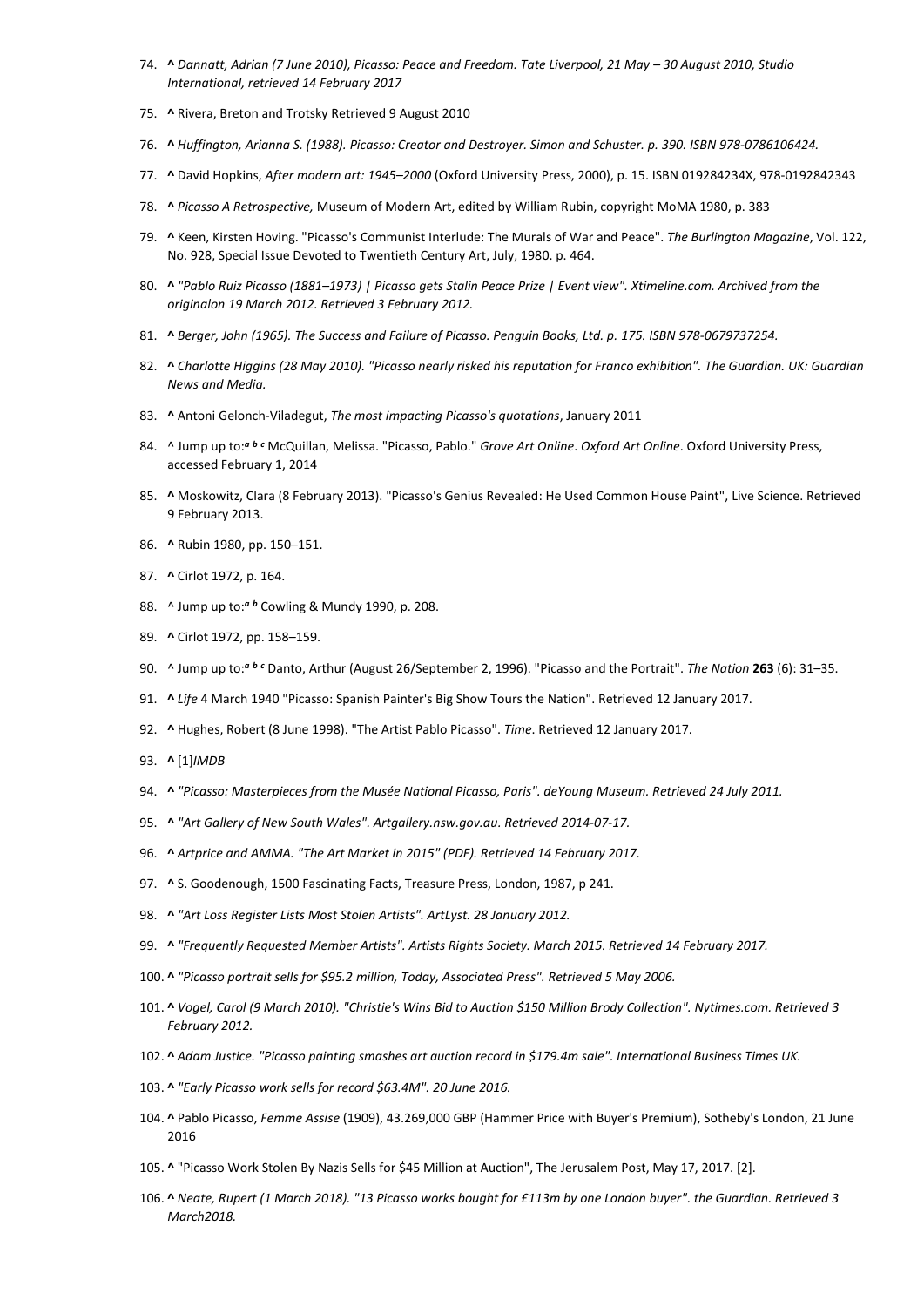74. **^** *Dannatt, Adrian (7 June 2010), Picasso: Peace and Freedom. Tate Liverpool, 21 May – 30 August 2010, Studio International, retrieved 14 February 2017*
75. **^** Rivera, Breton and Trotsky Retrieved 9 August 2010
76. **^** *Huffington, Arianna S. (1988). Picasso: Creator and Destroyer. Simon and Schuster. p. 390. ISBN 978-0786106424.*
77. **^** David Hopkins, *After modern art: 1945–2000* (Oxford University Press, 2000), p. 15. ISBN 019284234X, 978-0192842343
78. **^** *Picasso A Retrospective,* Museum of Modern Art, edited by William Rubin, copyright MoMA 1980, p. 383
79. **^** Keen, Kirsten Hoving. "Picasso's Communist Interlude: The Murals of War and Peace". *The Burlington Magazine*, Vol. 122, No. 928, Special Issue Devoted to Twentieth Century Art, July, 1980. p. 464.
80. **^** *"Pablo Ruiz Picasso (1881–1973) | Picasso gets Stalin Peace Prize | Event view". Xtimeline.com. Archived from the originalon 19 March 2012. Retrieved 3 February 2012.*
81. **^** *Berger, John (1965). The Success and Failure of Picasso. Penguin Books, Ltd. p. 175. ISBN 978-0679737254.*
82. **^** *Charlotte Higgins (28 May 2010). "Picasso nearly risked his reputation for Franco exhibition". The Guardian. UK: Guardian News and Media.*
83. **^** Antoni Gelonch-Viladegut, *The most impacting Picasso's quotations*, January 2011
84. ^ Jump up to:*a b c* McQuillan, Melissa. "Picasso, Pablo." *Grove Art Online*. *Oxford Art Online*. Oxford University Press, accessed February 1, 2014
85. **^** Moskowitz, Clara (8 February 2013). "Picasso's Genius Revealed: He Used Common House Paint", Live Science. Retrieved 9 February 2013.
86. **^** Rubin 1980, pp. 150–151.
87. **^** Cirlot 1972, p. 164.
88. ^ Jump up to:*a b* Cowling & Mundy 1990, p. 208.
89. **^** Cirlot 1972, pp. 158–159.
90. ^ Jump up to:*a b c* Danto, Arthur (August 26/September 2, 1996). "Picasso and the Portrait". *The Nation* **263** (6): 31–35.
91. **^** *Life* 4 March 1940 "Picasso: Spanish Painter's Big Show Tours the Nation". Retrieved 12 January 2017.
92. **^** Hughes, Robert (8 June 1998). "The Artist Pablo Picasso". *Time*. Retrieved 12 January 2017.
93. **^** [1]*IMDB*
94. **^** *"Picasso: Masterpieces from the Musée National Picasso, Paris". deYoung Museum. Retrieved 24 July 2011.*
95. **^** *"Art Gallery of New South Wales". Artgallery.nsw.gov.au. Retrieved 2014-07-17.*
96. **^** *Artprice and AMMA. "The Art Market in 2015" (PDF). Retrieved 14 February 2017.*
97. **^** S. Goodenough, 1500 Fascinating Facts, Treasure Press, London, 1987, p 241.
98. **^** *"Art Loss Register Lists Most Stolen Artists". ArtLyst. 28 January 2012.*
99. **^** *"Frequently Requested Member Artists". Artists Rights Society. March 2015. Retrieved 14 February 2017.*
100. **^** *"Picasso portrait sells for $95.2 million, Today, Associated Press". Retrieved 5 May 2006.*
101. **^** *Vogel, Carol (9 March 2010). "Christie's Wins Bid to Auction $150 Million Brody Collection". Nytimes.com. Retrieved 3 February 2012.*
102. **^** *Adam Justice. "Picasso painting smashes art auction record in $179.4m sale". International Business Times UK.*
103. **^** *"Early Picasso work sells for record $63.4M". 20 June 2016.*
104. **^** Pablo Picasso, *Femme Assise* (1909), 43.269,000 GBP (Hammer Price with Buyer's Premium), Sotheby's London, 21 June 2016
105. **^** "Picasso Work Stolen By Nazis Sells for $45 Million at Auction", The Jerusalem Post, May 17, 2017. [2].
106. **^** *Neate, Rupert (1 March 2018). "13 Picasso works bought for £113m by one London buyer". the Guardian. Retrieved 3 March2018.*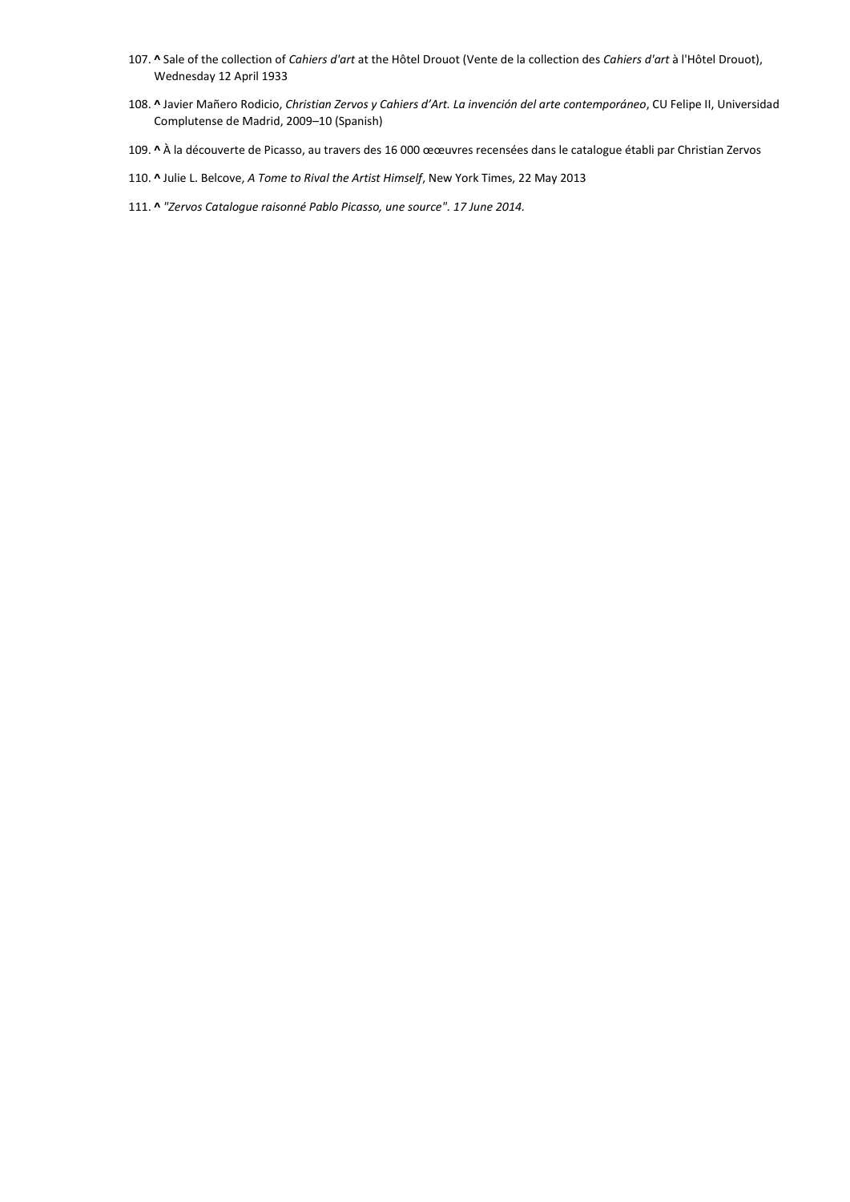107. **^** Sale of the collection of *Cahiers d'art* at the Hôtel Drouot (Vente de la collection des *Cahiers d'art* à l'Hôtel Drouot), Wednesday 12 April 1933

108. **^** Javier Mañero Rodicio, *Christian Zervos y Cahiers d'Art. La invención del arte contemporáneo*, CU Felipe II, Universidad Complutense de Madrid, 2009–10 (Spanish)

109. **^** À la découverte de Picasso, au travers des 16 000 œœuvres recensées dans le catalogue établi par Christian Zervos

110. **^** Julie L. Belcove, *A Tome to Rival the Artist Himself*, New York Times, 22 May 2013

111. **^** *"Zervos Catalogue raisonné Pablo Picasso, une source". 17 June 2014.*